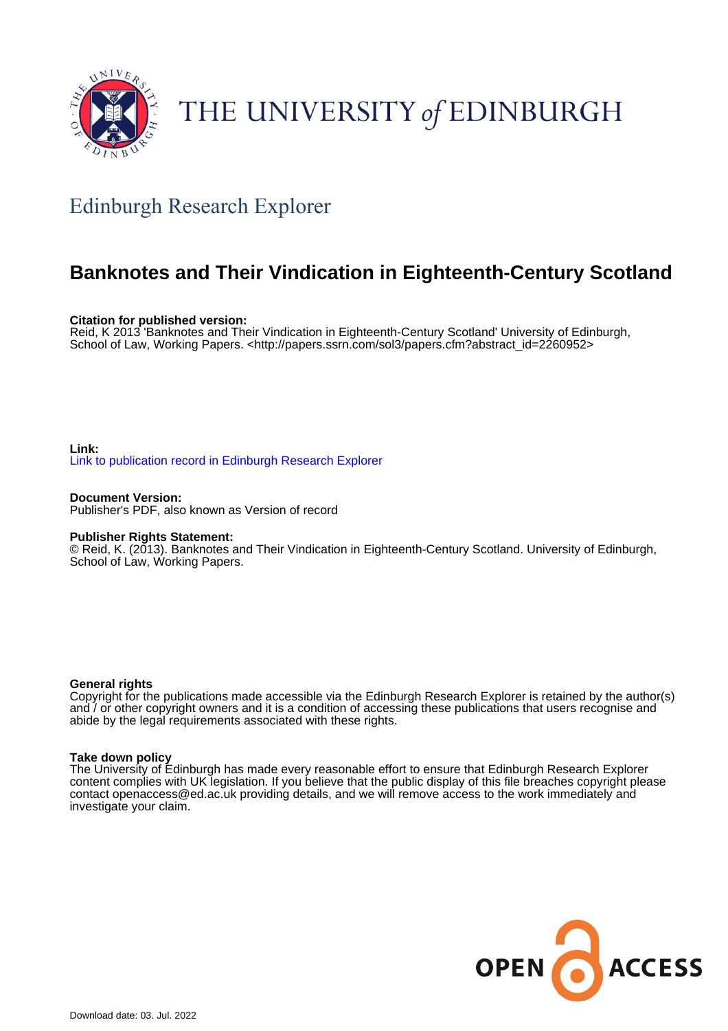THE UNIVERSITY *of* EDINBURGH

## Edinburgh Research Explorer

# Banknotes and Their Vindication in Eighteenth-Century Scotland

**Citation for published version:**
Reid, K 2013 'Banknotes and Their Vindication in Eighteenth-Century Scotland' University of Edinburgh, School of Law, Working Papers. <http://papers.ssrn.com/sol3/papers.cfm?abstract_id=2260952>

**Link:**
Link to publication record in Edinburgh Research Explorer

**Document Version:**
Publisher's PDF, also known as Version of record

**Publisher Rights Statement:**
© Reid, K. (2013). Banknotes and Their Vindication in Eighteenth-Century Scotland. University of Edinburgh, School of Law, Working Papers.

**General rights**
Copyright for the publications made accessible via the Edinburgh Research Explorer is retained by the author(s) and / or other copyright owners and it is a condition of accessing these publications that users recognise and abide by the legal requirements associated with these rights.

**Take down policy**
The University of Edinburgh has made every reasonable effort to ensure that Edinburgh Research Explorer content complies with UK legislation. If you believe that the public display of this file breaches copyright please contact openaccess@ed.ac.uk providing details, and we will remove access to the work immediately and investigate your claim.

Download date: 03. Jul. 2022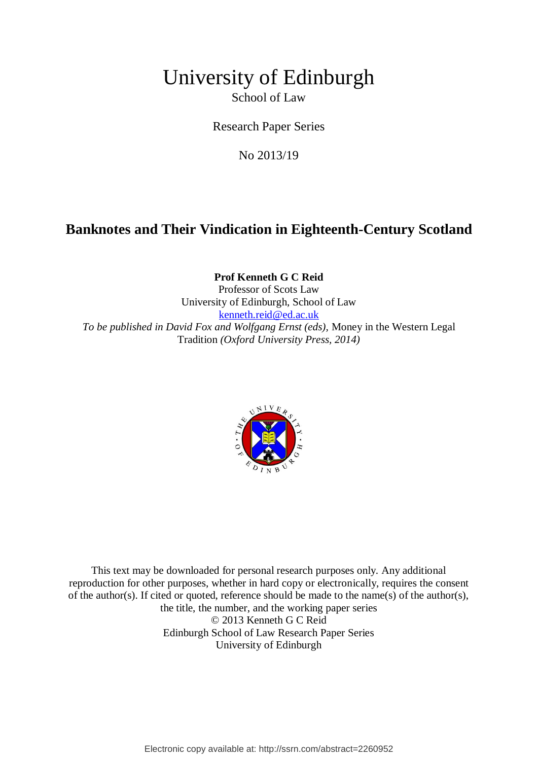# University of Edinburgh

School of Law

Research Paper Series

No 2013/19

## Banknotes and Their Vindication in Eighteenth-Century Scotland

**Prof Kenneth G C Reid**
Professor of Scots Law
University of Edinburgh, School of Law
kenneth.reid@ed.ac.uk
*To be published in David Fox and Wolfgang Ernst (eds),* Money in the Western Legal Tradition *(Oxford University Press, 2014)*

This text may be downloaded for personal research purposes only. Any additional reproduction for other purposes, whether in hard copy or electronically, requires the consent of the author(s). If cited or quoted, reference should be made to the name(s) of the author(s), the title, the number, and the working paper series
© 2013 Kenneth G C Reid
Edinburgh School of Law Research Paper Series
University of Edinburgh

Electronic copy available at: http://ssrn.com/abstract=2260952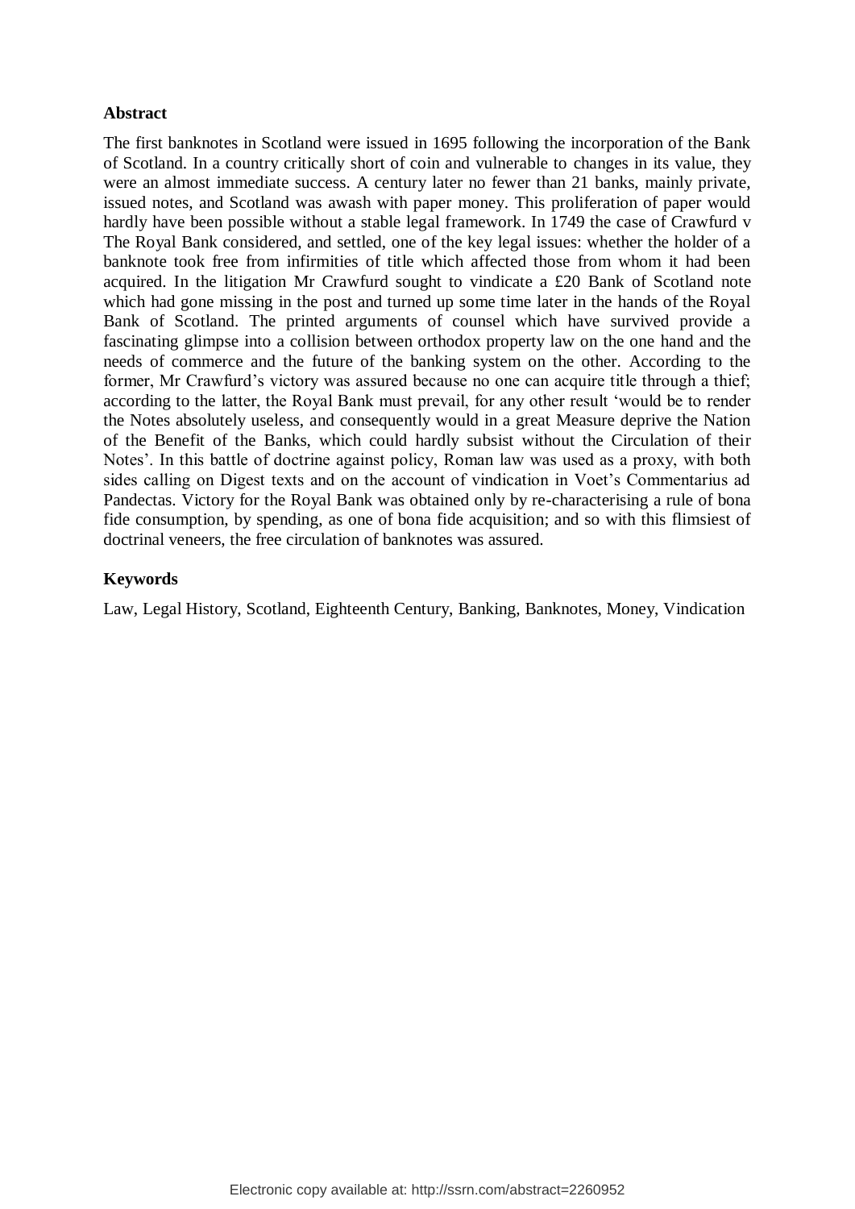**Abstract**

The first banknotes in Scotland were issued in 1695 following the incorporation of the Bank of Scotland. In a country critically short of coin and vulnerable to changes in its value, they were an almost immediate success. A century later no fewer than 21 banks, mainly private, issued notes, and Scotland was awash with paper money. This proliferation of paper would hardly have been possible without a stable legal framework. In 1749 the case of Crawfurd v The Royal Bank considered, and settled, one of the key legal issues: whether the holder of a banknote took free from infirmities of title which affected those from whom it had been acquired. In the litigation Mr Crawfurd sought to vindicate a £20 Bank of Scotland note which had gone missing in the post and turned up some time later in the hands of the Royal Bank of Scotland. The printed arguments of counsel which have survived provide a fascinating glimpse into a collision between orthodox property law on the one hand and the needs of commerce and the future of the banking system on the other. According to the former, Mr Crawfurd's victory was assured because no one can acquire title through a thief; according to the latter, the Royal Bank must prevail, for any other result 'would be to render the Notes absolutely useless, and consequently would in a great Measure deprive the Nation of the Benefit of the Banks, which could hardly subsist without the Circulation of their Notes'. In this battle of doctrine against policy, Roman law was used as a proxy, with both sides calling on Digest texts and on the account of vindication in Voet's Commentarius ad Pandectas. Victory for the Royal Bank was obtained only by re-characterising a rule of bona fide consumption, by spending, as one of bona fide acquisition; and so with this flimsiest of doctrinal veneers, the free circulation of banknotes was assured.

**Keywords**

Law, Legal History, Scotland, Eighteenth Century, Banking, Banknotes, Money, Vindication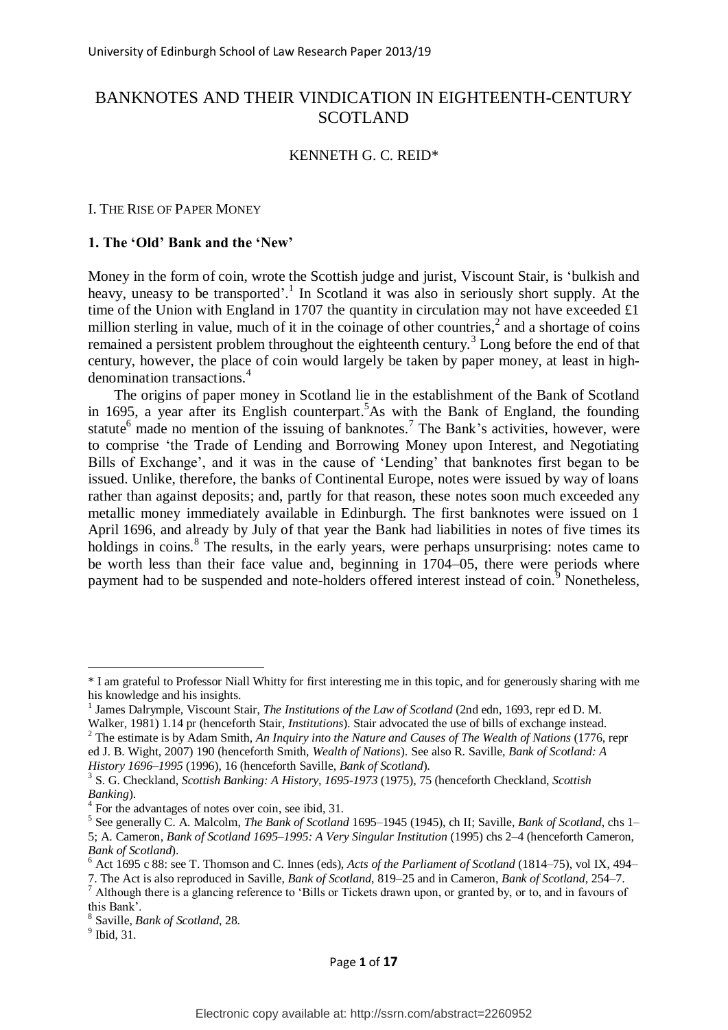# BANKNOTES AND THEIR VINDICATION IN EIGHTEENTH-CENTURY SCOTLAND

KENNETH G. C. REID*

## I. THE RISE OF PAPER MONEY

### 1. The 'Old' Bank and the 'New'

Money in the form of coin, wrote the Scottish judge and jurist, Viscount Stair, is 'bulkish and heavy, uneasy to be transported'.[1] In Scotland it was also in seriously short supply. At the time of the Union with England in 1707 the quantity in circulation may not have exceeded £1 million sterling in value, much of it in the coinage of other countries,[2] and a shortage of coins remained a persistent problem throughout the eighteenth century.[3] Long before the end of that century, however, the place of coin would largely be taken by paper money, at least in high-denomination transactions.[4]

The origins of paper money in Scotland lie in the establishment of the Bank of Scotland in 1695, a year after its English counterpart.[5]As with the Bank of England, the founding statute[6] made no mention of the issuing of banknotes.[7] The Bank's activities, however, were to comprise 'the Trade of Lending and Borrowing Money upon Interest, and Negotiating Bills of Exchange', and it was in the cause of 'Lending' that banknotes first began to be issued. Unlike, therefore, the banks of Continental Europe, notes were issued by way of loans rather than against deposits; and, partly for that reason, these notes soon much exceeded any metallic money immediately available in Edinburgh. The first banknotes were issued on 1 April 1696, and already by July of that year the Bank had liabilities in notes of five times its holdings in coins.[8] The results, in the early years, were perhaps unsurprising: notes came to be worth less than their face value and, beginning in 1704–05, there were periods where payment had to be suspended and note-holders offered interest instead of coin.[9] Nonetheless,

---

\* I am grateful to Professor Niall Whitty for first interesting me in this topic, and for generously sharing with me his knowledge and his insights.

[1] James Dalrymple, Viscount Stair, *The Institutions of the Law of Scotland* (2nd edn, 1693, repr ed D. M. Walker, 1981) 1.14 pr (henceforth Stair, *Institutions*). Stair advocated the use of bills of exchange instead.

[2] The estimate is by Adam Smith, *An Inquiry into the Nature and Causes of The Wealth of Nations* (1776, repr ed J. B. Wight, 2007) 190 (henceforth Smith, *Wealth of Nations*). See also R. Saville, *Bank of Scotland: A History 1696–1995* (1996), 16 (henceforth Saville, *Bank of Scotland*).

[3] S. G. Checkland, *Scottish Banking: A History, 1695-1973* (1975), 75 (henceforth Checkland, *Scottish Banking*).

[4] For the advantages of notes over coin, see ibid, 31.

[5] See generally C. A. Malcolm, *The Bank of Scotland* 1695–1945 (1945), ch II; Saville, *Bank of Scotland*, chs 1–5; A. Cameron, *Bank of Scotland 1695–1995: A Very Singular Institution* (1995) chs 2–4 (henceforth Cameron, *Bank of Scotland*).

[6] Act 1695 c 88: see T. Thomson and C. Innes (eds), *Acts of the Parliament of Scotland* (1814–75), vol IX, 494–7. The Act is also reproduced in Saville, *Bank of Scotland*, 819–25 and in Cameron, *Bank of Scotland*, 254–7.

[7] Although there is a glancing reference to 'Bills or Tickets drawn upon, or granted by, or to, and in favours of this Bank'.

[8] Saville, *Bank of Scotland*, 28.

[9] Ibid, 31.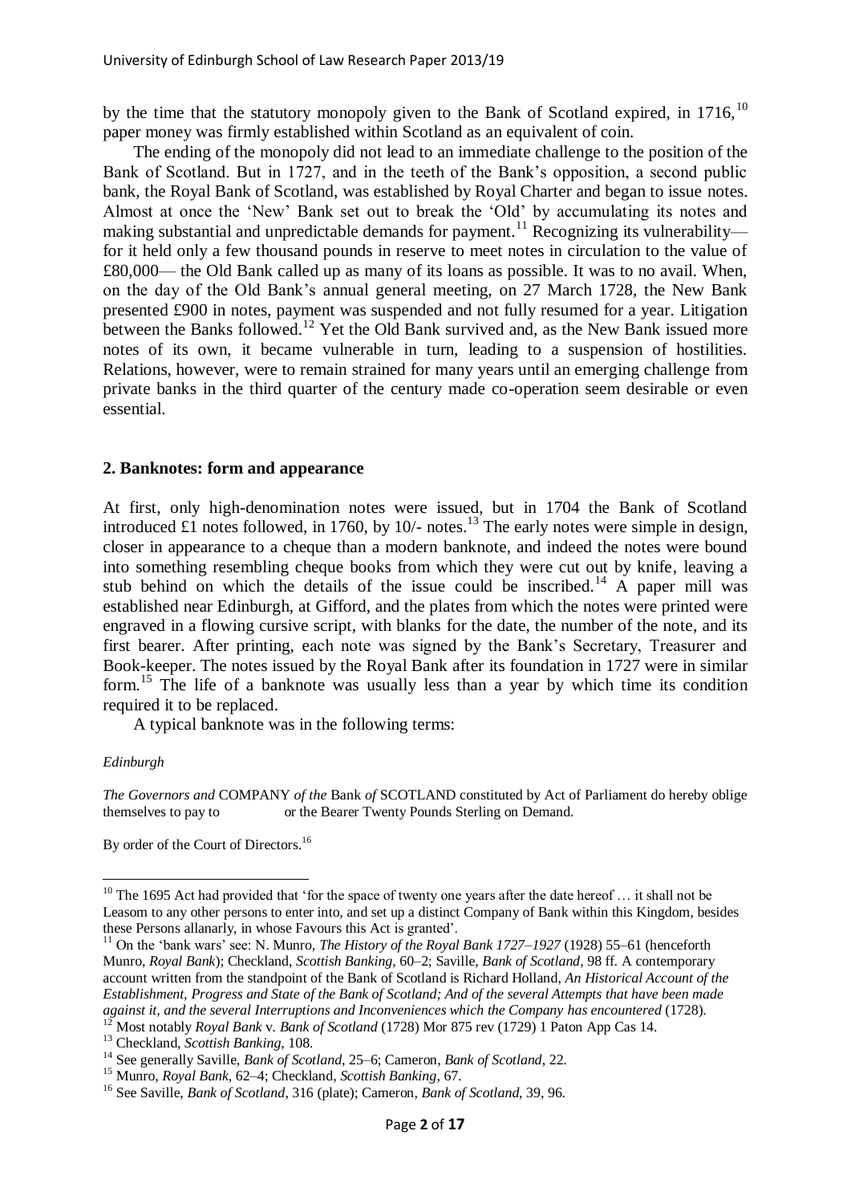by the time that the statutory monopoly given to the Bank of Scotland expired, in 1716,[10] paper money was firmly established within Scotland as an equivalent of coin.

The ending of the monopoly did not lead to an immediate challenge to the position of the Bank of Scotland. But in 1727, and in the teeth of the Bank's opposition, a second public bank, the Royal Bank of Scotland, was established by Royal Charter and began to issue notes. Almost at once the 'New' Bank set out to break the 'Old' by accumulating its notes and making substantial and unpredictable demands for payment.[11] Recognizing its vulnerability—for it held only a few thousand pounds in reserve to meet notes in circulation to the value of £80,000— the Old Bank called up as many of its loans as possible. It was to no avail. When, on the day of the Old Bank's annual general meeting, on 27 March 1728, the New Bank presented £900 in notes, payment was suspended and not fully resumed for a year. Litigation between the Banks followed.[12] Yet the Old Bank survived and, as the New Bank issued more notes of its own, it became vulnerable in turn, leading to a suspension of hostilities. Relations, however, were to remain strained for many years until an emerging challenge from private banks in the third quarter of the century made co-operation seem desirable or even essential.

## 2. Banknotes: form and appearance

At first, only high-denomination notes were issued, but in 1704 the Bank of Scotland introduced £1 notes followed, in 1760, by 10/- notes.[13] The early notes were simple in design, closer in appearance to a cheque than a modern banknote, and indeed the notes were bound into something resembling cheque books from which they were cut out by knife, leaving a stub behind on which the details of the issue could be inscribed.[14] A paper mill was established near Edinburgh, at Gifford, and the plates from which the notes were printed were engraved in a flowing cursive script, with blanks for the date, the number of the note, and its first bearer. After printing, each note was signed by the Bank's Secretary, Treasurer and Book-keeper. The notes issued by the Royal Bank after its foundation in 1727 were in similar form.[15] The life of a banknote was usually less than a year by which time its condition required it to be replaced.

A typical banknote was in the following terms:

*Edinburgh*

*The Governors and* COMPANY *of the* Bank *of* SCOTLAND constituted by Act of Parliament do hereby oblige themselves to pay to &nbsp;&nbsp;&nbsp;&nbsp;&nbsp;&nbsp;&nbsp;&nbsp;&nbsp;&nbsp; or the Bearer Twenty Pounds Sterling on Demand.

By order of the Court of Directors.[16]

---

[10] The 1695 Act had provided that 'for the space of twenty one years after the date hereof … it shall not be Leasom to any other persons to enter into, and set up a distinct Company of Bank within this Kingdom, besides these Persons allanarly, in whose Favours this Act is granted'.

[11] On the 'bank wars' see: N. Munro, *The History of the Royal Bank 1727–1927* (1928) 55–61 (henceforth Munro, *Royal Bank*); Checkland, *Scottish Banking*, 60–2; Saville, *Bank of Scotland*, 98 ff. A contemporary account written from the standpoint of the Bank of Scotland is Richard Holland, *An Historical Account of the Establishment, Progress and State of the Bank of Scotland; And of the several Attempts that have been made against it, and the several Interruptions and Inconveniences which the Company has encountered* (1728).

[12] Most notably *Royal Bank* v. *Bank of Scotland* (1728) Mor 875 rev (1729) 1 Paton App Cas 14.

[13] Checkland, *Scottish Banking*, 108.

[14] See generally Saville, *Bank of Scotland*, 25–6; Cameron, *Bank of Scotland*, 22.

[15] Munro, *Royal Bank*, 62–4; Checkland, *Scottish Banking*, 67.

[16] See Saville, *Bank of Scotland*, 316 (plate); Cameron, *Bank of Scotland*, 39, 96.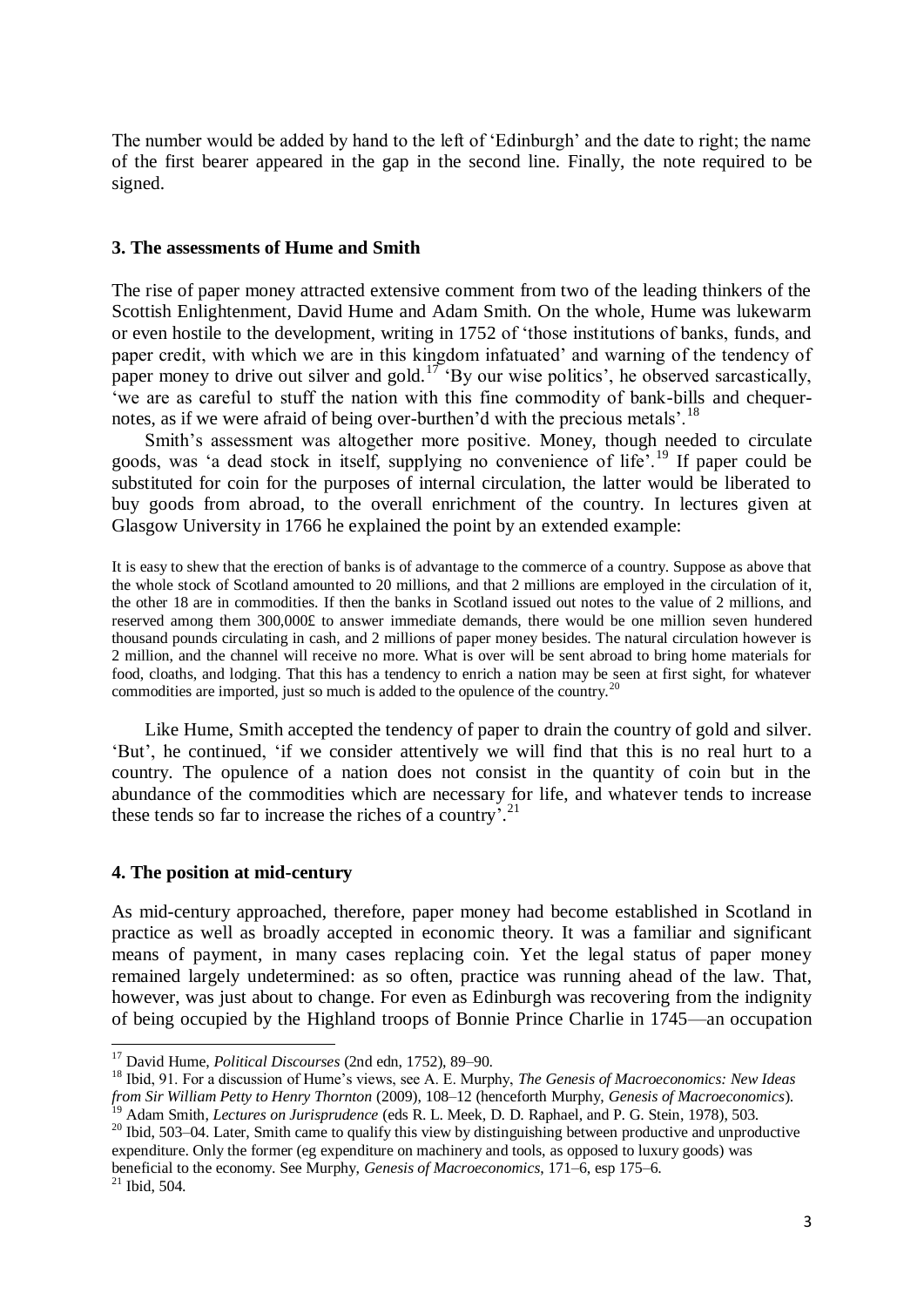The number would be added by hand to the left of 'Edinburgh' and the date to right; the name of the first bearer appeared in the gap in the second line. Finally, the note required to be signed.

### 3. The assessments of Hume and Smith

The rise of paper money attracted extensive comment from two of the leading thinkers of the Scottish Enlightenment, David Hume and Adam Smith. On the whole, Hume was lukewarm or even hostile to the development, writing in 1752 of 'those institutions of banks, funds, and paper credit, with which we are in this kingdom infatuated' and warning of the tendency of paper money to drive out silver and gold.[17] 'By our wise politics', he observed sarcastically, 'we are as careful to stuff the nation with this fine commodity of bank-bills and chequer-notes, as if we were afraid of being over-burthen'd with the precious metals'.[18]

Smith's assessment was altogether more positive. Money, though needed to circulate goods, was 'a dead stock in itself, supplying no convenience of life'.[19] If paper could be substituted for coin for the purposes of internal circulation, the latter would be liberated to buy goods from abroad, to the overall enrichment of the country. In lectures given at Glasgow University in 1766 he explained the point by an extended example:

> It is easy to shew that the erection of banks is of advantage to the commerce of a country. Suppose as above that the whole stock of Scotland amounted to 20 millions, and that 2 millions are employed in the circulation of it, the other 18 are in commodities. If then the banks in Scotland issued out notes to the value of 2 millions, and reserved among them 300,000£ to answer immediate demands, there would be one million seven hundered thousand pounds circulating in cash, and 2 millions of paper money besides. The natural circulation however is 2 million, and the channel will receive no more. What is over will be sent abroad to bring home materials for food, cloaths, and lodging. That this has a tendency to enrich a nation may be seen at first sight, for whatever commodities are imported, just so much is added to the opulence of the country.[20]

Like Hume, Smith accepted the tendency of paper to drain the country of gold and silver. 'But', he continued, 'if we consider attentively we will find that this is no real hurt to a country. The opulence of a nation does not consist in the quantity of coin but in the abundance of the commodities which are necessary for life, and whatever tends to increase these tends so far to increase the riches of a country'.[21]

### 4. The position at mid-century

As mid-century approached, therefore, paper money had become established in Scotland in practice as well as broadly accepted in economic theory. It was a familiar and significant means of payment, in many cases replacing coin. Yet the legal status of paper money remained largely undetermined: as so often, practice was running ahead of the law. That, however, was just about to change. For even as Edinburgh was recovering from the indignity of being occupied by the Highland troops of Bonnie Prince Charlie in 1745—an occupation

---

[17] David Hume, *Political Discourses* (2nd edn, 1752), 89–90.

[18] Ibid, 91. For a discussion of Hume's views, see A. E. Murphy, *The Genesis of Macroeconomics: New Ideas from Sir William Petty to Henry Thornton* (2009), 108–12 (henceforth Murphy, *Genesis of Macroeconomics*).

[19] Adam Smith, *Lectures on Jurisprudence* (eds R. L. Meek, D. D. Raphael, and P. G. Stein, 1978), 503.

[20] Ibid, 503–04. Later, Smith came to qualify this view by distinguishing between productive and unproductive expenditure. Only the former (eg expenditure on machinery and tools, as opposed to luxury goods) was beneficial to the economy. See Murphy, *Genesis of Macroeconomics*, 171–6, esp 175–6.

[21] Ibid, 504.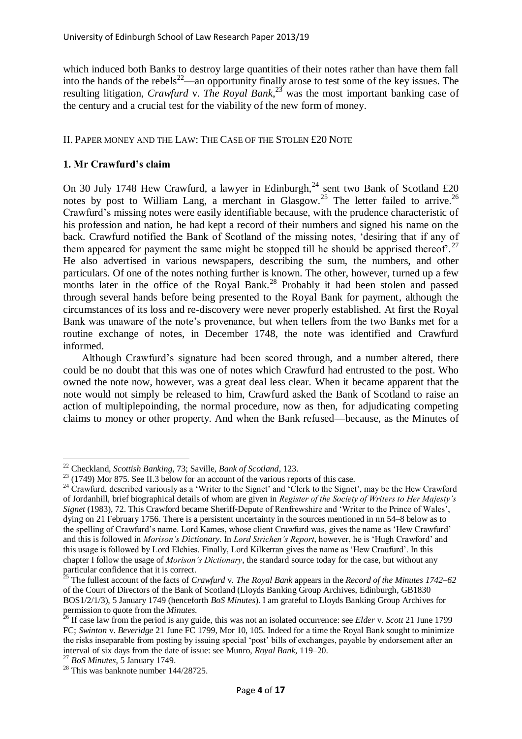which induced both Banks to destroy large quantities of their notes rather than have them fall into the hands of the rebels[22]—an opportunity finally arose to test some of the key issues. The resulting litigation, *Crawfurd* v. *The Royal Bank*,[23] was the most important banking case of the century and a crucial test for the viability of the new form of money.

## II. Paper Money and the Law: The Case of the Stolen £20 Note

### 1. Mr Crawfurd's claim

On 30 July 1748 Hew Crawfurd, a lawyer in Edinburgh,[24] sent two Bank of Scotland £20 notes by post to William Lang, a merchant in Glasgow.[25] The letter failed to arrive.[26] Crawfurd's missing notes were easily identifiable because, with the prudence characteristic of his profession and nation, he had kept a record of their numbers and signed his name on the back. Crawfurd notified the Bank of Scotland of the missing notes, 'desiring that if any of them appeared for payment the same might be stopped till he should be apprised thereof'.[27] He also advertised in various newspapers, describing the sum, the numbers, and other particulars. Of one of the notes nothing further is known. The other, however, turned up a few months later in the office of the Royal Bank.[28] Probably it had been stolen and passed through several hands before being presented to the Royal Bank for payment, although the circumstances of its loss and re-discovery were never properly established. At first the Royal Bank was unaware of the note's provenance, but when tellers from the two Banks met for a routine exchange of notes, in December 1748, the note was identified and Crawfurd informed.

Although Crawfurd's signature had been scored through, and a number altered, there could be no doubt that this was one of notes which Crawfurd had entrusted to the post. Who owned the note now, however, was a great deal less clear. When it became apparent that the note would not simply be released to him, Crawfurd asked the Bank of Scotland to raise an action of multiplepoinding, the normal procedure, now as then, for adjudicating competing claims to money or other property. And when the Bank refused—because, as the Minutes of

---

[22] Checkland, *Scottish Banking*, 73; Saville, *Bank of Scotland*, 123.

[23] (1749) Mor 875. See II.3 below for an account of the various reports of this case.

[24] Crawfurd, described variously as a 'Writer to the Signet' and 'Clerk to the Signet', may be the Hew Crawford of Jordanhill, brief biographical details of whom are given in *Register of the Society of Writers to Her Majesty's Signet* (1983), 72. This Crawford became Sheriff-Depute of Renfrewshire and 'Writer to the Prince of Wales', dying on 21 February 1756. There is a persistent uncertainty in the sources mentioned in nn 54–8 below as to the spelling of Crawfurd's name. Lord Kames, whose client Crawfurd was, gives the name as 'Hew Crawfurd' and this is followed in *Morison's Dictionary*. In *Lord Strichen's Report*, however, he is 'Hugh Crawford' and this usage is followed by Lord Elchies. Finally, Lord Kilkerran gives the name as 'Hew Craufurd'. In this chapter I follow the usage of *Morison's Dictionary*, the standard source today for the case, but without any particular confidence that it is correct.

[25] The fullest account of the facts of *Crawfurd* v. *The Royal Bank* appears in the *Record of the Minutes 1742–62* of the Court of Directors of the Bank of Scotland (Lloyds Banking Group Archives, Edinburgh, GB1830 BOS1/2/1/3), 5 January 1749 (henceforth *BoS Minutes*). I am grateful to Lloyds Banking Group Archives for permission to quote from the *Minutes*.

[26] If case law from the period is any guide, this was not an isolated occurrence: see *Elder* v. *Scott* 21 June 1799 FC; *Swinton* v. *Beveridge* 21 June FC 1799, Mor 10, 105. Indeed for a time the Royal Bank sought to minimize the risks inseparable from posting by issuing special 'post' bills of exchanges, payable by endorsement after an interval of six days from the date of issue: see Munro, *Royal Bank*, 119–20.

[27] *BoS Minutes*, 5 January 1749.

[28] This was banknote number 144/28725.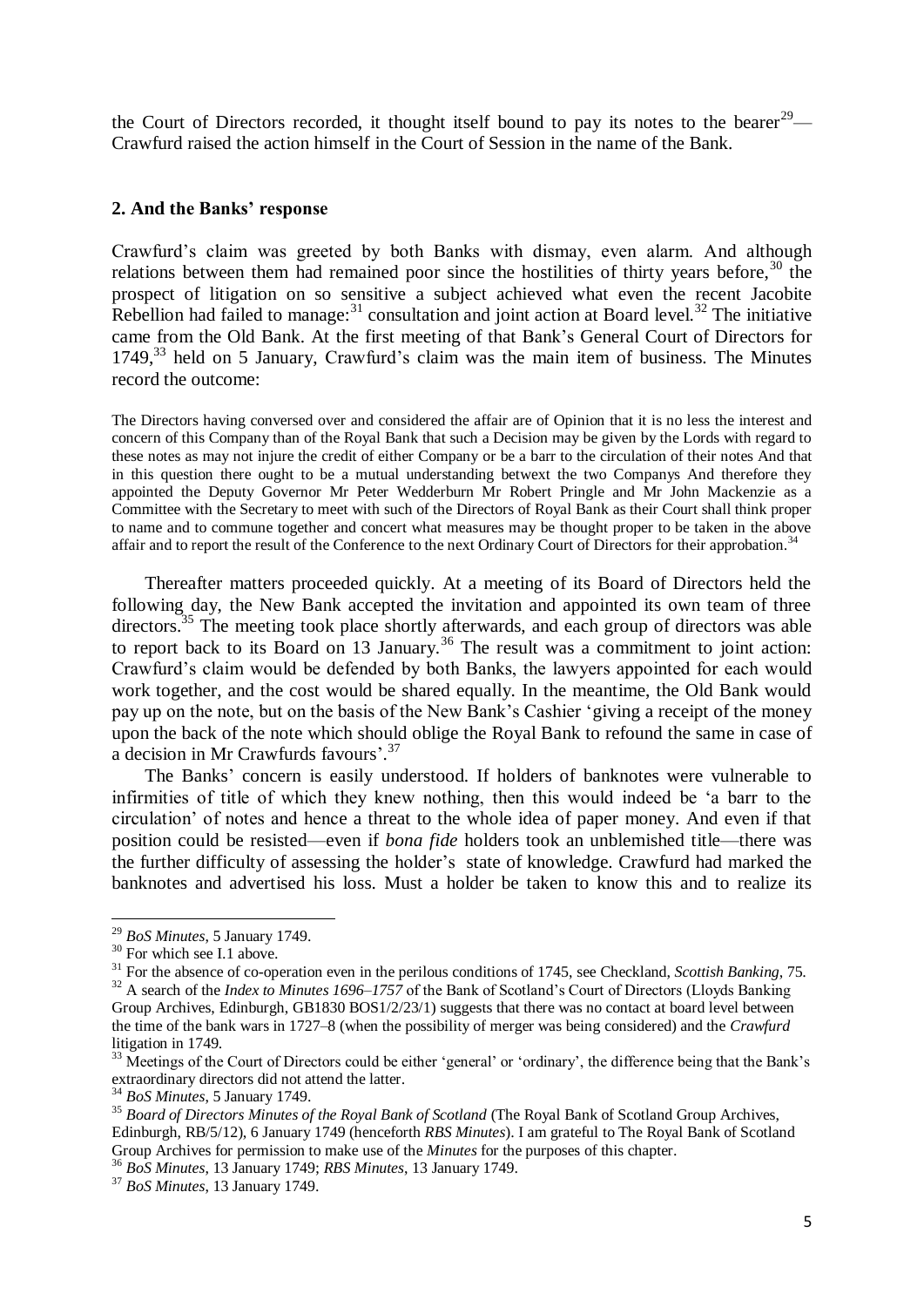the Court of Directors recorded, it thought itself bound to pay its notes to the bearer[29]—Crawfurd raised the action himself in the Court of Session in the name of the Bank.

## 2. And the Banks' response

Crawfurd's claim was greeted by both Banks with dismay, even alarm. And although relations between them had remained poor since the hostilities of thirty years before,[30] the prospect of litigation on so sensitive a subject achieved what even the recent Jacobite Rebellion had failed to manage:[31] consultation and joint action at Board level.[32] The initiative came from the Old Bank. At the first meeting of that Bank's General Court of Directors for 1749,[33] held on 5 January, Crawfurd's claim was the main item of business. The Minutes record the outcome:

> The Directors having conversed over and considered the affair are of Opinion that it is no less the interest and concern of this Company than of the Royal Bank that such a Decision may be given by the Lords with regard to these notes as may not injure the credit of either Company or be a barr to the circulation of their notes And that in this question there ought to be a mutual understanding betwext the two Companys And therefore they appointed the Deputy Governor Mr Peter Wedderburn Mr Robert Pringle and Mr John Mackenzie as a Committee with the Secretary to meet with such of the Directors of Royal Bank as their Court shall think proper to name and to commune together and concert what measures may be thought proper to be taken in the above affair and to report the result of the Conference to the next Ordinary Court of Directors for their approbation.[34]

Thereafter matters proceeded quickly. At a meeting of its Board of Directors held the following day, the New Bank accepted the invitation and appointed its own team of three directors.[35] The meeting took place shortly afterwards, and each group of directors was able to report back to its Board on 13 January.[36] The result was a commitment to joint action: Crawfurd's claim would be defended by both Banks, the lawyers appointed for each would work together, and the cost would be shared equally. In the meantime, the Old Bank would pay up on the note, but on the basis of the New Bank's Cashier 'giving a receipt of the money upon the back of the note which should oblige the Royal Bank to refound the same in case of a decision in Mr Crawfurds favours'.[37]

The Banks' concern is easily understood. If holders of banknotes were vulnerable to infirmities of title of which they knew nothing, then this would indeed be 'a barr to the circulation' of notes and hence a threat to the whole idea of paper money. And even if that position could be resisted—even if *bona fide* holders took an unblemished title—there was the further difficulty of assessing the holder's state of knowledge. Crawfurd had marked the banknotes and advertised his loss. Must a holder be taken to know this and to realize its

---

[29] *BoS Minutes*, 5 January 1749.

[30] For which see I.1 above.

[31] For the absence of co-operation even in the perilous conditions of 1745, see Checkland, *Scottish Banking*, 75.

[32] A search of the *Index to Minutes 1696–1757* of the Bank of Scotland's Court of Directors (Lloyds Banking Group Archives, Edinburgh, GB1830 BOS1/2/23/1) suggests that there was no contact at board level between the time of the bank wars in 1727–8 (when the possibility of merger was being considered) and the *Crawfurd* litigation in 1749.

[33] Meetings of the Court of Directors could be either 'general' or 'ordinary', the difference being that the Bank's extraordinary directors did not attend the latter.

[34] *BoS Minutes*, 5 January 1749.

[35] *Board of Directors Minutes of the Royal Bank of Scotland* (The Royal Bank of Scotland Group Archives, Edinburgh, RB/5/12), 6 January 1749 (henceforth *RBS Minutes*). I am grateful to The Royal Bank of Scotland Group Archives for permission to make use of the *Minutes* for the purposes of this chapter.

[36] *BoS Minutes*, 13 January 1749; *RBS Minutes*, 13 January 1749.

[37] *BoS Minutes*, 13 January 1749.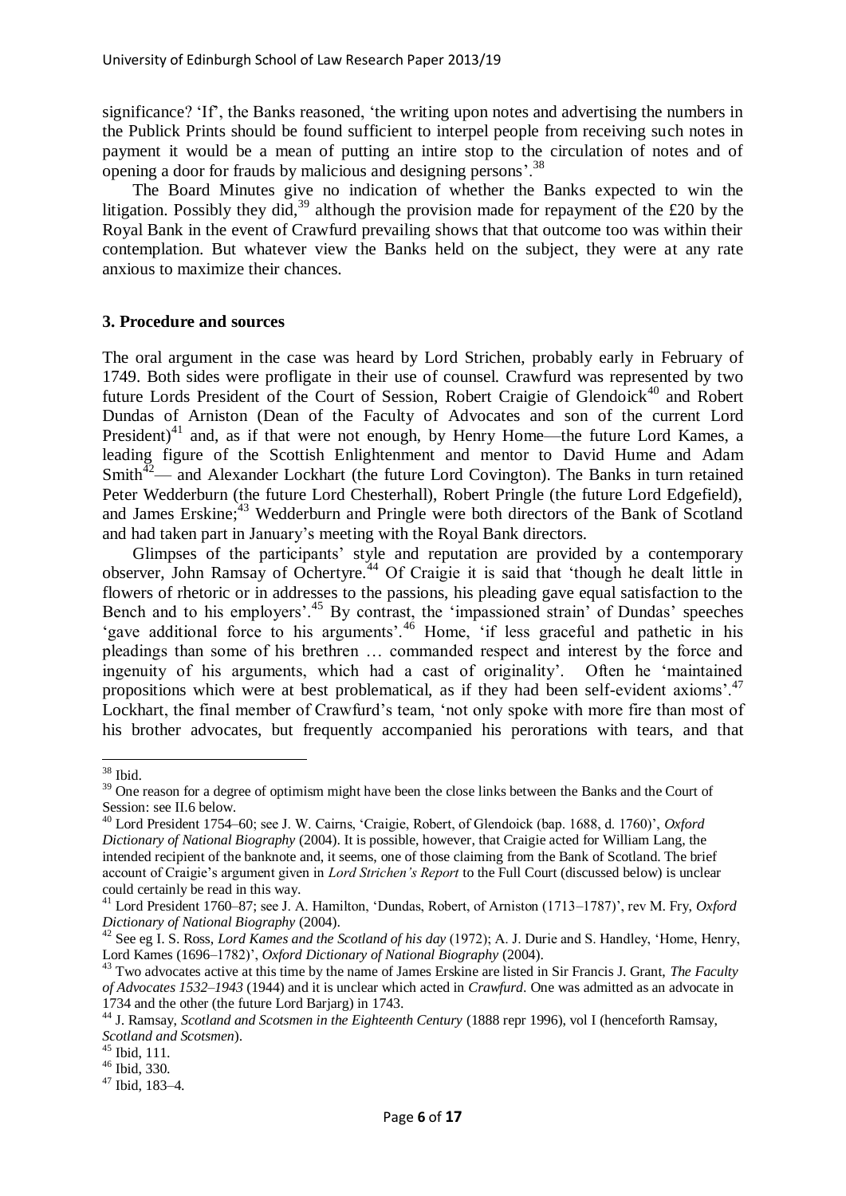significance? 'If', the Banks reasoned, 'the writing upon notes and advertising the numbers in the Publick Prints should be found sufficient to interpel people from receiving such notes in payment it would be a mean of putting an intire stop to the circulation of notes and of opening a door for frauds by malicious and designing persons'.[38]

The Board Minutes give no indication of whether the Banks expected to win the litigation. Possibly they did,[39] although the provision made for repayment of the £20 by the Royal Bank in the event of Crawfurd prevailing shows that that outcome too was within their contemplation. But whatever view the Banks held on the subject, they were at any rate anxious to maximize their chances.

### 3. Procedure and sources

The oral argument in the case was heard by Lord Strichen, probably early in February of 1749. Both sides were profligate in their use of counsel. Crawfurd was represented by two future Lords President of the Court of Session, Robert Craigie of Glendoick[40] and Robert Dundas of Arniston (Dean of the Faculty of Advocates and son of the current Lord President)[41] and, as if that were not enough, by Henry Home—the future Lord Kames, a leading figure of the Scottish Enlightenment and mentor to David Hume and Adam Smith[42]— and Alexander Lockhart (the future Lord Covington). The Banks in turn retained Peter Wedderburn (the future Lord Chesterhall), Robert Pringle (the future Lord Edgefield), and James Erskine;[43] Wedderburn and Pringle were both directors of the Bank of Scotland and had taken part in January's meeting with the Royal Bank directors.

Glimpses of the participants' style and reputation are provided by a contemporary observer, John Ramsay of Ochertyre.[44] Of Craigie it is said that 'though he dealt little in flowers of rhetoric or in addresses to the passions, his pleading gave equal satisfaction to the Bench and to his employers'.[45] By contrast, the 'impassioned strain' of Dundas' speeches 'gave additional force to his arguments'.[46] Home, 'if less graceful and pathetic in his pleadings than some of his brethren … commanded respect and interest by the force and ingenuity of his arguments, which had a cast of originality'. Often he 'maintained propositions which were at best problematical, as if they had been self-evident axioms'.[47] Lockhart, the final member of Crawfurd's team, 'not only spoke with more fire than most of his brother advocates, but frequently accompanied his perorations with tears, and that

---

[38] Ibid.

[39] One reason for a degree of optimism might have been the close links between the Banks and the Court of Session: see II.6 below.

[40] Lord President 1754–60; see J. W. Cairns, 'Craigie, Robert, of Glendoick (bap. 1688, d. 1760)', *Oxford Dictionary of National Biography* (2004). It is possible, however, that Craigie acted for William Lang, the intended recipient of the banknote and, it seems, one of those claiming from the Bank of Scotland. The brief account of Craigie's argument given in *Lord Strichen's Report* to the Full Court (discussed below) is unclear could certainly be read in this way.

[41] Lord President 1760–87; see J. A. Hamilton, 'Dundas, Robert, of Arniston (1713–1787)', rev M. Fry, *Oxford Dictionary of National Biography* (2004).

[42] See eg I. S. Ross, *Lord Kames and the Scotland of his day* (1972); A. J. Durie and S. Handley, 'Home, Henry, Lord Kames (1696–1782)', *Oxford Dictionary of National Biography* (2004).

[43] Two advocates active at this time by the name of James Erskine are listed in Sir Francis J. Grant, *The Faculty of Advocates 1532–1943* (1944) and it is unclear which acted in *Crawfurd*. One was admitted as an advocate in 1734 and the other (the future Lord Barjarg) in 1743.

[44] J. Ramsay, *Scotland and Scotsmen in the Eighteenth Century* (1888 repr 1996), vol I (henceforth Ramsay, *Scotland and Scotsmen*).

[45] Ibid, 111.

[46] Ibid, 330.

[47] Ibid, 183–4.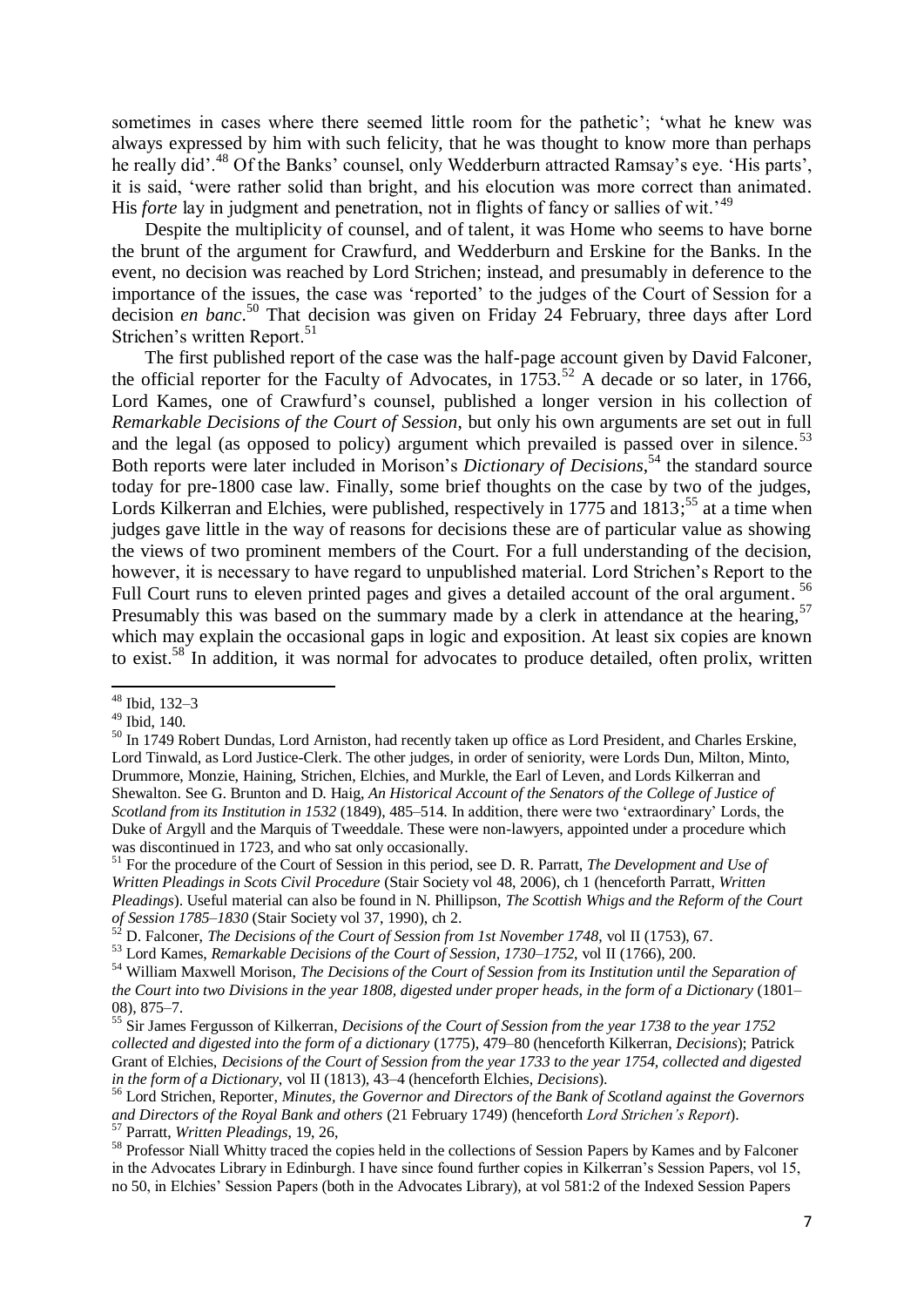sometimes in cases where there seemed little room for the pathetic'; 'what he knew was always expressed by him with such felicity, that he was thought to know more than perhaps he really did'.[48] Of the Banks' counsel, only Wedderburn attracted Ramsay's eye. 'His parts', it is said, 'were rather solid than bright, and his elocution was more correct than animated. His *forte* lay in judgment and penetration, not in flights of fancy or sallies of wit.'[49]

Despite the multiplicity of counsel, and of talent, it was Home who seems to have borne the brunt of the argument for Crawfurd, and Wedderburn and Erskine for the Banks. In the event, no decision was reached by Lord Strichen; instead, and presumably in deference to the importance of the issues, the case was 'reported' to the judges of the Court of Session for a decision *en banc*.[50] That decision was given on Friday 24 February, three days after Lord Strichen's written Report.[51]

The first published report of the case was the half-page account given by David Falconer, the official reporter for the Faculty of Advocates, in 1753.[52] A decade or so later, in 1766, Lord Kames, one of Crawfurd's counsel, published a longer version in his collection of *Remarkable Decisions of the Court of Session*, but only his own arguments are set out in full and the legal (as opposed to policy) argument which prevailed is passed over in silence.[53] Both reports were later included in Morison's *Dictionary of Decisions*,[54] the standard source today for pre-1800 case law. Finally, some brief thoughts on the case by two of the judges, Lords Kilkerran and Elchies, were published, respectively in 1775 and 1813;[55] at a time when judges gave little in the way of reasons for decisions these are of particular value as showing the views of two prominent members of the Court. For a full understanding of the decision, however, it is necessary to have regard to unpublished material. Lord Strichen's Report to the Full Court runs to eleven printed pages and gives a detailed account of the oral argument.[56] Presumably this was based on the summary made by a clerk in attendance at the hearing,[57] which may explain the occasional gaps in logic and exposition. At least six copies are known to exist.[58] In addition, it was normal for advocates to produce detailed, often prolix, written

---

[48] Ibid, 132–3

[49] Ibid, 140.

[50] In 1749 Robert Dundas, Lord Arniston, had recently taken up office as Lord President, and Charles Erskine, Lord Tinwald, as Lord Justice-Clerk. The other judges, in order of seniority, were Lords Dun, Milton, Minto, Drummore, Monzie, Haining, Strichen, Elchies, and Murkle, the Earl of Leven, and Lords Kilkerran and Shewalton. See G. Brunton and D. Haig, *An Historical Account of the Senators of the College of Justice of Scotland from its Institution in 1532* (1849), 485–514. In addition, there were two 'extraordinary' Lords, the Duke of Argyll and the Marquis of Tweeddale. These were non-lawyers, appointed under a procedure which was discontinued in 1723, and who sat only occasionally.

[51] For the procedure of the Court of Session in this period, see D. R. Parratt, *The Development and Use of Written Pleadings in Scots Civil Procedure* (Stair Society vol 48, 2006), ch 1 (henceforth Parratt, *Written Pleadings*). Useful material can also be found in N. Phillipson, *The Scottish Whigs and the Reform of the Court of Session 1785–1830* (Stair Society vol 37, 1990), ch 2.

[52] D. Falconer, *The Decisions of the Court of Session from 1st November 1748*, vol II (1753), 67.

[53] Lord Kames, *Remarkable Decisions of the Court of Session, 1730–1752*, vol II (1766), 200.

[54] William Maxwell Morison, *The Decisions of the Court of Session from its Institution until the Separation of the Court into two Divisions in the year 1808, digested under proper heads, in the form of a Dictionary* (1801–08), 875–7.

[55] Sir James Fergusson of Kilkerran, *Decisions of the Court of Session from the year 1738 to the year 1752 collected and digested into the form of a dictionary* (1775), 479–80 (henceforth Kilkerran, *Decisions*); Patrick Grant of Elchies, *Decisions of the Court of Session from the year 1733 to the year 1754, collected and digested in the form of a Dictionary*, vol II (1813), 43–4 (henceforth Elchies, *Decisions*).

[56] Lord Strichen, Reporter, *Minutes, the Governor and Directors of the Bank of Scotland against the Governors and Directors of the Royal Bank and others* (21 February 1749) (henceforth *Lord Strichen's Report*).

[57] Parratt, *Written Pleadings*, 19, 26,

[58] Professor Niall Whitty traced the copies held in the collections of Session Papers by Kames and by Falconer in the Advocates Library in Edinburgh. I have since found further copies in Kilkerran's Session Papers, vol 15, no 50, in Elchies' Session Papers (both in the Advocates Library), at vol 581:2 of the Indexed Session Papers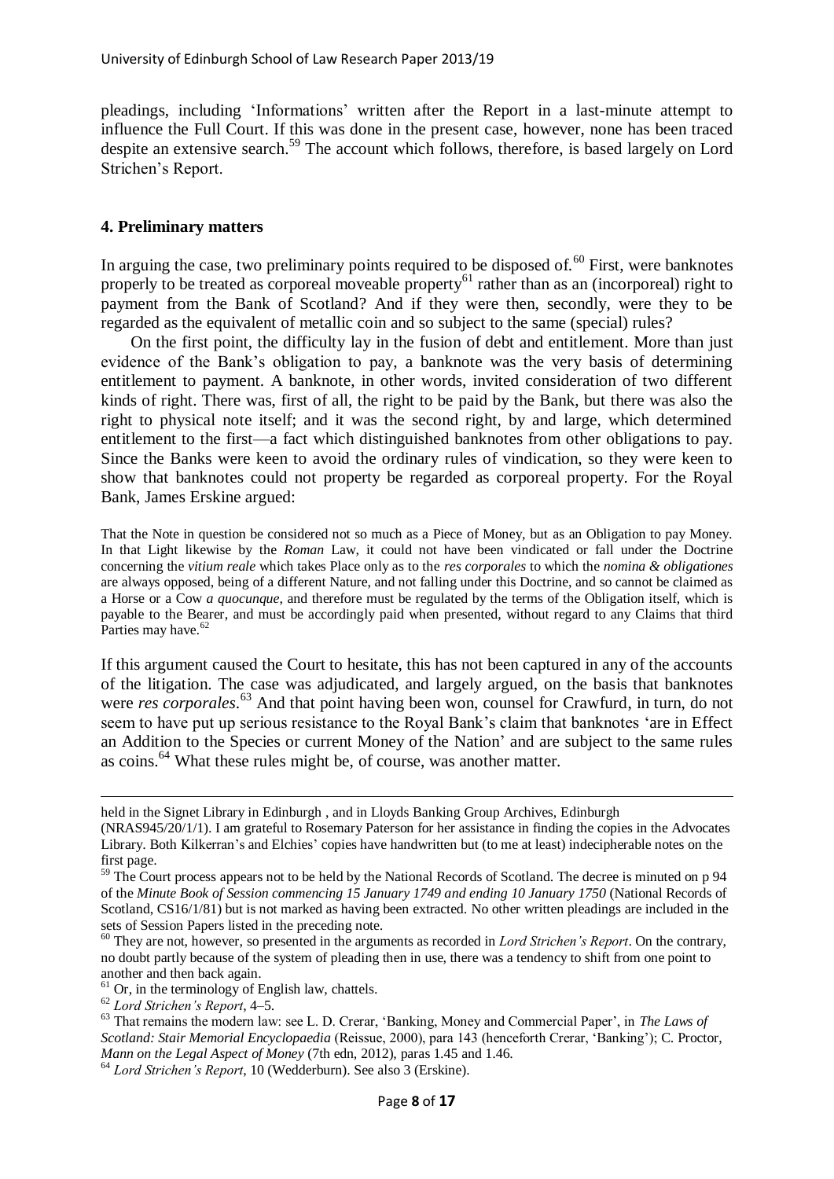pleadings, including 'Informations' written after the Report in a last-minute attempt to influence the Full Court. If this was done in the present case, however, none has been traced despite an extensive search.[59] The account which follows, therefore, is based largely on Lord Strichen's Report.

## 4. Preliminary matters

In arguing the case, two preliminary points required to be disposed of.[60] First, were banknotes properly to be treated as corporeal moveable property[61] rather than as an (incorporeal) right to payment from the Bank of Scotland? And if they were then, secondly, were they to be regarded as the equivalent of metallic coin and so subject to the same (special) rules?

On the first point, the difficulty lay in the fusion of debt and entitlement. More than just evidence of the Bank's obligation to pay, a banknote was the very basis of determining entitlement to payment. A banknote, in other words, invited consideration of two different kinds of right. There was, first of all, the right to be paid by the Bank, but there was also the right to physical note itself; and it was the second right, by and large, which determined entitlement to the first—a fact which distinguished banknotes from other obligations to pay. Since the Banks were keen to avoid the ordinary rules of vindication, so they were keen to show that banknotes could not property be regarded as corporeal property. For the Royal Bank, James Erskine argued:

> That the Note in question be considered not so much as a Piece of Money, but as an Obligation to pay Money. In that Light likewise by the *Roman* Law, it could not have been vindicated or fall under the Doctrine concerning the *vitium reale* which takes Place only as to the *res corporales* to which the *nomina & obligationes* are always opposed, being of a different Nature, and not falling under this Doctrine, and so cannot be claimed as a Horse or a Cow *a quocunque*, and therefore must be regulated by the terms of the Obligation itself, which is payable to the Bearer, and must be accordingly paid when presented, without regard to any Claims that third Parties may have.[62]

If this argument caused the Court to hesitate, this has not been captured in any of the accounts of the litigation. The case was adjudicated, and largely argued, on the basis that banknotes were *res corporales*.[63] And that point having been won, counsel for Crawfurd, in turn, do not seem to have put up serious resistance to the Royal Bank's claim that banknotes 'are in Effect an Addition to the Species or current Money of the Nation' and are subject to the same rules as coins.[64] What these rules might be, of course, was another matter.

---

held in the Signet Library in Edinburgh , and in Lloyds Banking Group Archives, Edinburgh (NRAS945/20/1/1). I am grateful to Rosemary Paterson for her assistance in finding the copies in the Advocates Library. Both Kilkerran's and Elchies' copies have handwritten but (to me at least) indecipherable notes on the first page.

[59] The Court process appears not to be held by the National Records of Scotland. The decree is minuted on p 94 of the *Minute Book of Session commencing 15 January 1749 and ending 10 January 1750* (National Records of Scotland, CS16/1/81) but is not marked as having been extracted. No other written pleadings are included in the sets of Session Papers listed in the preceding note.

[60] They are not, however, so presented in the arguments as recorded in *Lord Strichen's Report*. On the contrary, no doubt partly because of the system of pleading then in use, there was a tendency to shift from one point to another and then back again.

[61] Or, in the terminology of English law, chattels.

[62] *Lord Strichen's Report*, 4–5.

[63] That remains the modern law: see L. D. Crerar, 'Banking, Money and Commercial Paper', in *The Laws of Scotland: Stair Memorial Encyclopaedia* (Reissue, 2000), para 143 (henceforth Crerar, 'Banking'); C. Proctor, *Mann on the Legal Aspect of Money* (7th edn, 2012), paras 1.45 and 1.46.

[64] *Lord Strichen's Report*, 10 (Wedderburn). See also 3 (Erskine).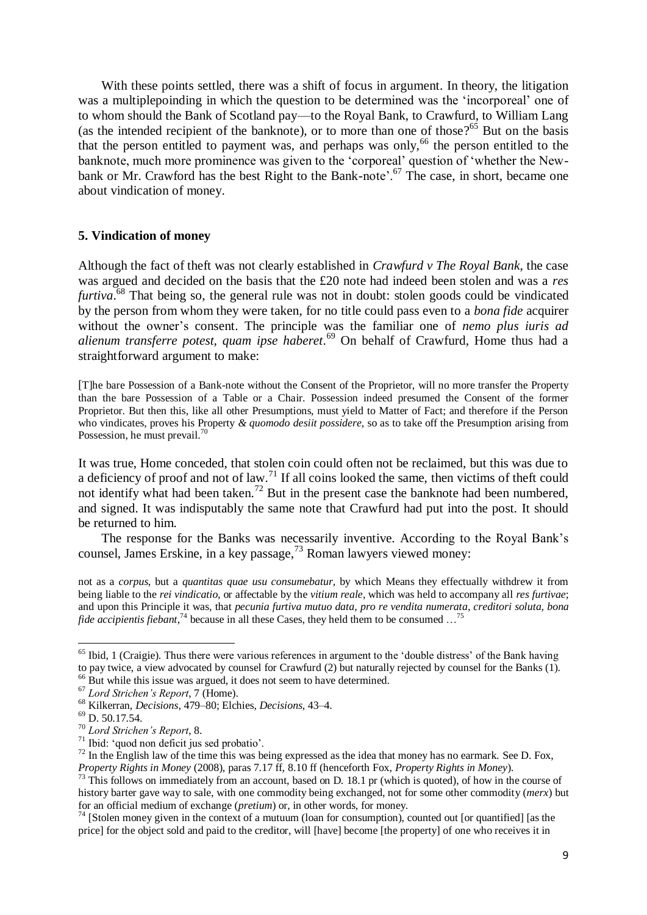With these points settled, there was a shift of focus in argument. In theory, the litigation was a multiplepoinding in which the question to be determined was the 'incorporeal' one of to whom should the Bank of Scotland pay—to the Royal Bank, to Crawfurd, to William Lang (as the intended recipient of the banknote), or to more than one of those?[65] But on the basis that the person entitled to payment was, and perhaps was only,[66] the person entitled to the banknote, much more prominence was given to the 'corporeal' question of 'whether the New-bank or Mr. Crawford has the best Right to the Bank-note'.[67] The case, in short, became one about vindication of money.

### 5. Vindication of money

Although the fact of theft was not clearly established in *Crawfurd v The Royal Bank*, the case was argued and decided on the basis that the £20 note had indeed been stolen and was a *res furtiva*.[68] That being so, the general rule was not in doubt: stolen goods could be vindicated by the person from whom they were taken, for no title could pass even to a *bona fide* acquirer without the owner's consent. The principle was the familiar one of *nemo plus iuris ad alienum transferre potest, quam ipse haberet*.[69] On behalf of Crawfurd, Home thus had a straightforward argument to make:

> [T]he bare Possession of a Bank-note without the Consent of the Proprietor, will no more transfer the Property than the bare Possession of a Table or a Chair. Possession indeed presumed the Consent of the former Proprietor. But then this, like all other Presumptions, must yield to Matter of Fact; and therefore if the Person who vindicates, proves his Property *& quomodo desiit possidere*, so as to take off the Presumption arising from Possession, he must prevail.[70]

It was true, Home conceded, that stolen coin could often not be reclaimed, but this was due to a deficiency of proof and not of law.[71] If all coins looked the same, then victims of theft could not identify what had been taken.[72] But in the present case the banknote had been numbered, and signed. It was indisputably the same note that Crawfurd had put into the post. It should be returned to him.

The response for the Banks was necessarily inventive. According to the Royal Bank's counsel, James Erskine, in a key passage,[73] Roman lawyers viewed money:

> not as a *corpus*, but a *quantitas quae usu consumebatur*, by which Means they effectually withdrew it from being liable to the *rei vindicatio*, or affectable by the *vitium reale*, which was held to accompany all *res furtivae*; and upon this Principle it was, that *pecunia furtiva mutuo data, pro re vendita numerata, creditori soluta, bona fide accipientis fiebant*,[74] because in all these Cases, they held them to be consumed …[75]

---

[65] Ibid, 1 (Craigie). Thus there were various references in argument to the 'double distress' of the Bank having to pay twice, a view advocated by counsel for Crawfurd (2) but naturally rejected by counsel for the Banks (1).

[66] But while this issue was argued, it does not seem to have determined.

[67] *Lord Strichen's Report*, 7 (Home).

[68] Kilkerran, *Decisions*, 479–80; Elchies, *Decisions*, 43–4.

[69] D. 50.17.54.

[70] *Lord Strichen's Report*, 8.

[71] Ibid: 'quod non deficit jus sed probatio'.

[72] In the English law of the time this was being expressed as the idea that money has no earmark. See D. Fox, *Property Rights in Money* (2008), paras 7.17 ff, 8.10 ff (henceforth Fox, *Property Rights in Money*).

[73] This follows on immediately from an account, based on D. 18.1 pr (which is quoted), of how in the course of history barter gave way to sale, with one commodity being exchanged, not for some other commodity (*merx*) but for an official medium of exchange (*pretium*) or, in other words, for money.

[74] [Stolen money given in the context of a mutuum (loan for consumption), counted out [or quantified] [as the price] for the object sold and paid to the creditor, will [have] become [the property] of one who receives it in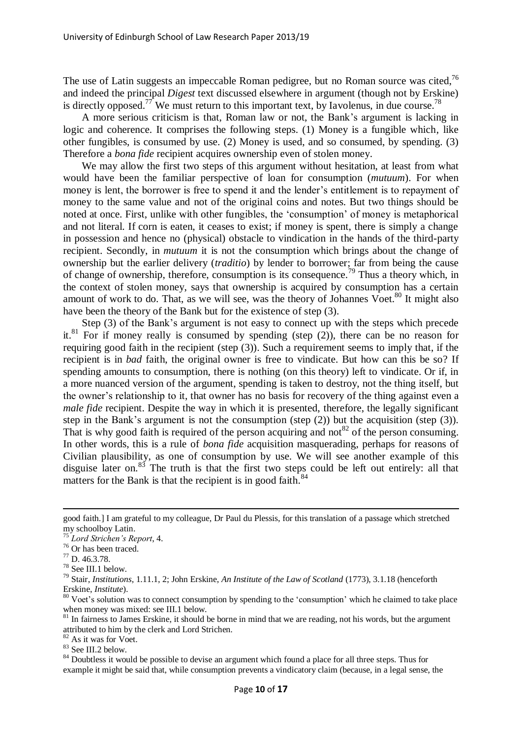The use of Latin suggests an impeccable Roman pedigree, but no Roman source was cited,[76] and indeed the principal *Digest* text discussed elsewhere in argument (though not by Erskine) is directly opposed.[77] We must return to this important text, by Iavolenus, in due course.[78]

A more serious criticism is that, Roman law or not, the Bank's argument is lacking in logic and coherence. It comprises the following steps. (1) Money is a fungible which, like other fungibles, is consumed by use. (2) Money is used, and so consumed, by spending. (3) Therefore a *bona fide* recipient acquires ownership even of stolen money.

We may allow the first two steps of this argument without hesitation, at least from what would have been the familiar perspective of loan for consumption (*mutuum*). For when money is lent, the borrower is free to spend it and the lender's entitlement is to repayment of money to the same value and not of the original coins and notes. But two things should be noted at once. First, unlike with other fungibles, the 'consumption' of money is metaphorical and not literal. If corn is eaten, it ceases to exist; if money is spent, there is simply a change in possession and hence no (physical) obstacle to vindication in the hands of the third-party recipient. Secondly, in *mutuum* it is not the consumption which brings about the change of ownership but the earlier delivery (*traditio*) by lender to borrower; far from being the cause of change of ownership, therefore, consumption is its consequence.[79] Thus a theory which, in the context of stolen money, says that ownership is acquired by consumption has a certain amount of work to do. That, as we will see, was the theory of Johannes Voet.[80] It might also have been the theory of the Bank but for the existence of step (3).

Step (3) of the Bank's argument is not easy to connect up with the steps which precede it.[81] For if money really is consumed by spending (step (2)), there can be no reason for requiring good faith in the recipient (step (3)). Such a requirement seems to imply that, if the recipient is in *bad* faith, the original owner is free to vindicate. But how can this be so? If spending amounts to consumption, there is nothing (on this theory) left to vindicate. Or if, in a more nuanced version of the argument, spending is taken to destroy, not the thing itself, but the owner's relationship to it, that owner has no basis for recovery of the thing against even a *male fide* recipient. Despite the way in which it is presented, therefore, the legally significant step in the Bank's argument is not the consumption (step (2)) but the acquisition (step (3)). That is why good faith is required of the person acquiring and not[82] of the person consuming. In other words, this is a rule of *bona fide* acquisition masquerading, perhaps for reasons of Civilian plausibility, as one of consumption by use. We will see another example of this disguise later on.[83] The truth is that the first two steps could be left out entirely: all that matters for the Bank is that the recipient is in good faith.[84]

---

good faith.] I am grateful to my colleague, Dr Paul du Plessis, for this translation of a passage which stretched my schoolboy Latin.

[75] *Lord Strichen's Report*, 4.

[76] Or has been traced.

[77] D. 46.3.78.

[78] See III.1 below.

[79] Stair, *Institutions*, 1.11.1, 2; John Erskine, *An Institute of the Law of Scotland* (1773), 3.1.18 (henceforth Erskine, *Institute*).

[80] Voet's solution was to connect consumption by spending to the 'consumption' which he claimed to take place when money was mixed: see III.1 below.

[81] In fairness to James Erskine, it should be borne in mind that we are reading, not his words, but the argument attributed to him by the clerk and Lord Strichen.

[82] As it was for Voet.

[83] See III.2 below.

[84] Doubtless it would be possible to devise an argument which found a place for all three steps. Thus for example it might be said that, while consumption prevents a vindicatory claim (because, in a legal sense, the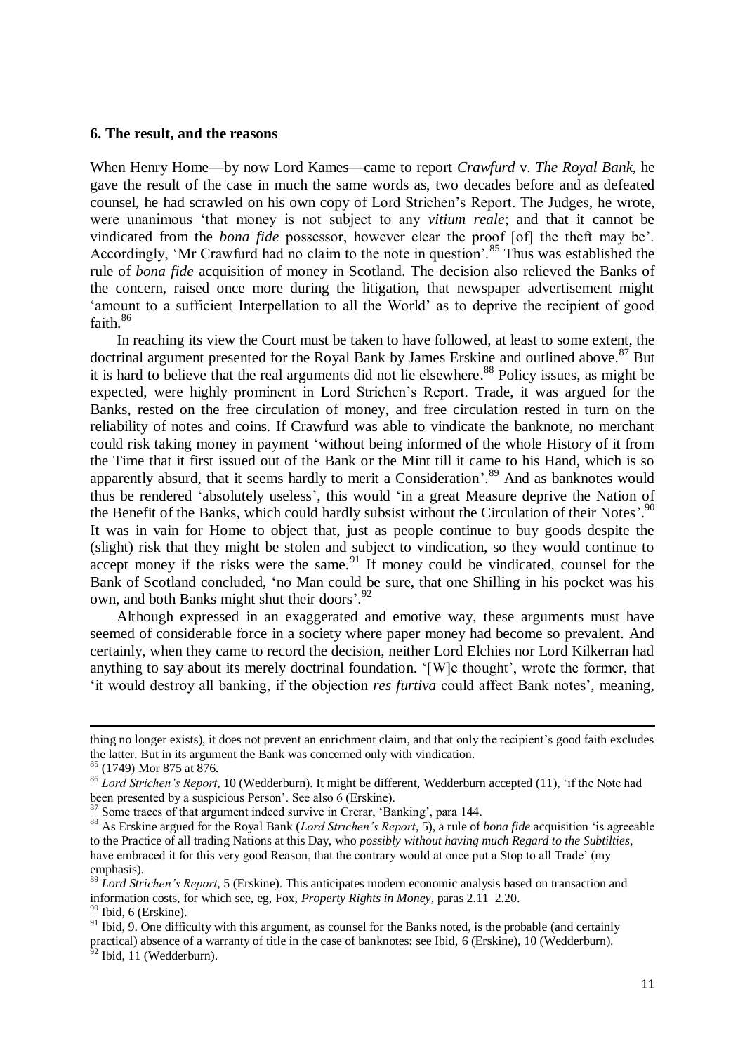## 6. The result, and the reasons

When Henry Home—by now Lord Kames—came to report *Crawfurd* v. *The Royal Bank*, he gave the result of the case in much the same words as, two decades before and as defeated counsel, he had scrawled on his own copy of Lord Strichen's Report. The Judges, he wrote, were unanimous 'that money is not subject to any *vitium reale*; and that it cannot be vindicated from the *bona fide* possessor, however clear the proof [of] the theft may be'. Accordingly, 'Mr Crawfurd had no claim to the note in question'.[85] Thus was established the rule of *bona fide* acquisition of money in Scotland. The decision also relieved the Banks of the concern, raised once more during the litigation, that newspaper advertisement might 'amount to a sufficient Interpellation to all the World' as to deprive the recipient of good faith.[86]

In reaching its view the Court must be taken to have followed, at least to some extent, the doctrinal argument presented for the Royal Bank by James Erskine and outlined above.[87] But it is hard to believe that the real arguments did not lie elsewhere.[88] Policy issues, as might be expected, were highly prominent in Lord Strichen's Report. Trade, it was argued for the Banks, rested on the free circulation of money, and free circulation rested in turn on the reliability of notes and coins. If Crawfurd was able to vindicate the banknote, no merchant could risk taking money in payment 'without being informed of the whole History of it from the Time that it first issued out of the Bank or the Mint till it came to his Hand, which is so apparently absurd, that it seems hardly to merit a Consideration'.[89] And as banknotes would thus be rendered 'absolutely useless', this would 'in a great Measure deprive the Nation of the Benefit of the Banks, which could hardly subsist without the Circulation of their Notes'.[90] It was in vain for Home to object that, just as people continue to buy goods despite the (slight) risk that they might be stolen and subject to vindication, so they would continue to accept money if the risks were the same.[91] If money could be vindicated, counsel for the Bank of Scotland concluded, 'no Man could be sure, that one Shilling in his pocket was his own, and both Banks might shut their doors'.[92]

Although expressed in an exaggerated and emotive way, these arguments must have seemed of considerable force in a society where paper money had become so prevalent. And certainly, when they came to record the decision, neither Lord Elchies nor Lord Kilkerran had anything to say about its merely doctrinal foundation. '[W]e thought', wrote the former, that 'it would destroy all banking, if the objection *res furtiva* could affect Bank notes', meaning,

---

thing no longer exists), it does not prevent an enrichment claim, and that only the recipient's good faith excludes the latter. But in its argument the Bank was concerned only with vindication.

[85] (1749) Mor 875 at 876.

[86] *Lord Strichen's Report*, 10 (Wedderburn). It might be different, Wedderburn accepted (11), 'if the Note had been presented by a suspicious Person'. See also 6 (Erskine).

[87] Some traces of that argument indeed survive in Crerar, 'Banking', para 144.

[88] As Erskine argued for the Royal Bank (*Lord Strichen's Report*, 5), a rule of *bona fide* acquisition 'is agreeable to the Practice of all trading Nations at this Day, who *possibly without having much Regard to the Subtilties*, have embraced it for this very good Reason, that the contrary would at once put a Stop to all Trade' (my emphasis).

[89] *Lord Strichen's Report*, 5 (Erskine). This anticipates modern economic analysis based on transaction and information costs, for which see, eg, Fox, *Property Rights in Money*, paras 2.11–2.20.

[90] Ibid, 6 (Erskine).

[91] Ibid, 9. One difficulty with this argument, as counsel for the Banks noted, is the probable (and certainly practical) absence of a warranty of title in the case of banknotes: see Ibid, 6 (Erskine), 10 (Wedderburn).

[92] Ibid, 11 (Wedderburn).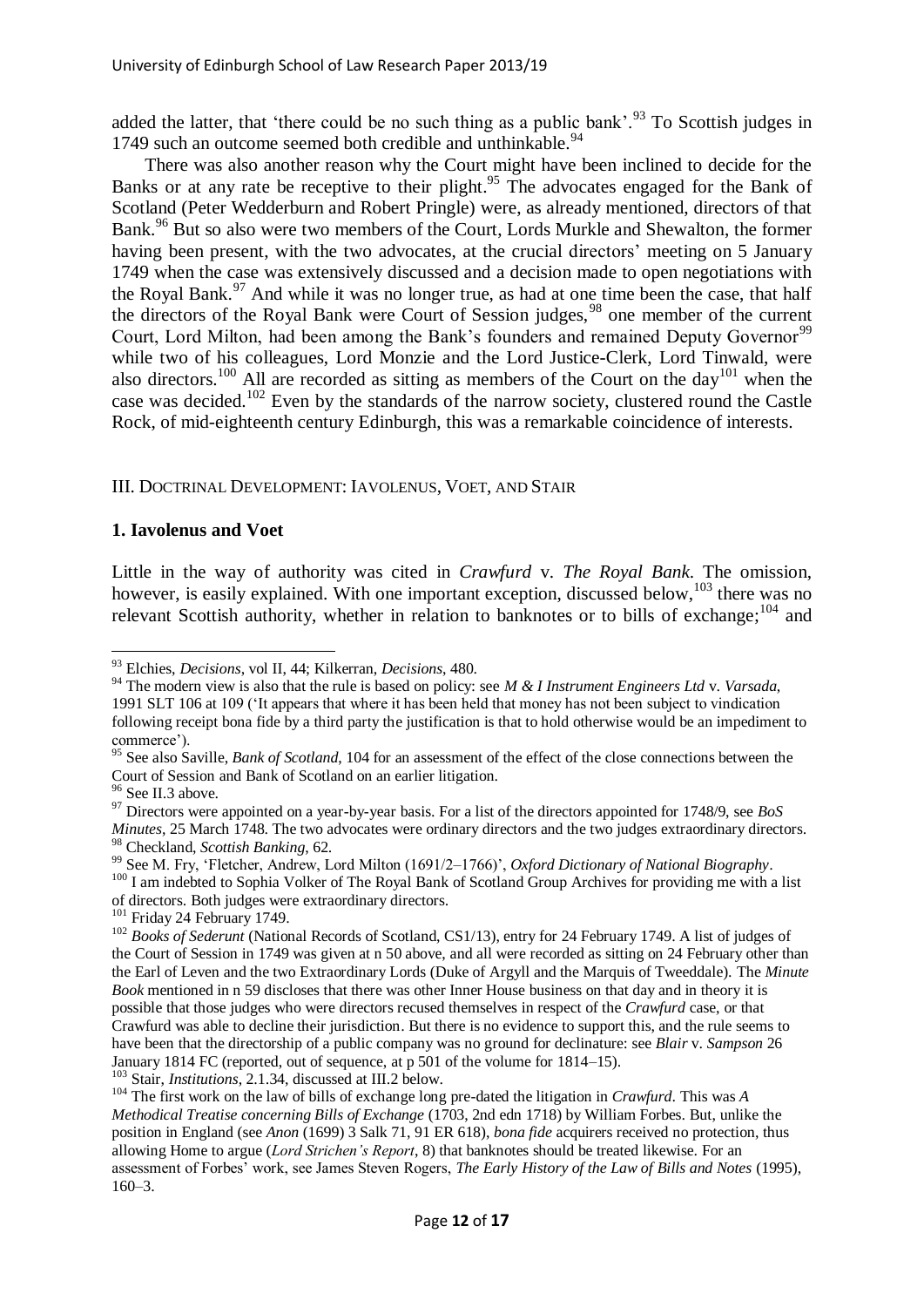added the latter, that 'there could be no such thing as a public bank'.[93] To Scottish judges in 1749 such an outcome seemed both credible and unthinkable.[94]

There was also another reason why the Court might have been inclined to decide for the Banks or at any rate be receptive to their plight.[95] The advocates engaged for the Bank of Scotland (Peter Wedderburn and Robert Pringle) were, as already mentioned, directors of that Bank.[96] But so also were two members of the Court, Lords Murkle and Shewalton, the former having been present, with the two advocates, at the crucial directors' meeting on 5 January 1749 when the case was extensively discussed and a decision made to open negotiations with the Royal Bank.[97] And while it was no longer true, as had at one time been the case, that half the directors of the Royal Bank were Court of Session judges,[98] one member of the current Court, Lord Milton, had been among the Bank's founders and remained Deputy Governor[99] while two of his colleagues, Lord Monzie and the Lord Justice-Clerk, Lord Tinwald, were also directors.[100] All are recorded as sitting as members of the Court on the day[101] when the case was decided.[102] Even by the standards of the narrow society, clustered round the Castle Rock, of mid-eighteenth century Edinburgh, this was a remarkable coincidence of interests.

## III. Doctrinal Development: Iavolenus, Voet, and Stair

### 1. Iavolenus and Voet

Little in the way of authority was cited in *Crawfurd* v. *The Royal Bank*. The omission, however, is easily explained. With one important exception, discussed below,[103] there was no relevant Scottish authority, whether in relation to banknotes or to bills of exchange;[104] and

---

[93] Elchies, *Decisions*, vol II, 44; Kilkerran, *Decisions*, 480.

[94] The modern view is also that the rule is based on policy: see *M & I Instrument Engineers Ltd* v. *Varsada*, 1991 SLT 106 at 109 ('It appears that where it has been held that money has not been subject to vindication following receipt bona fide by a third party the justification is that to hold otherwise would be an impediment to commerce').

[95] See also Saville, *Bank of Scotland*, 104 for an assessment of the effect of the close connections between the Court of Session and Bank of Scotland on an earlier litigation.

[96] See II.3 above.

[97] Directors were appointed on a year-by-year basis. For a list of the directors appointed for 1748/9, see *BoS Minutes*, 25 March 1748. The two advocates were ordinary directors and the two judges extraordinary directors.

[98] Checkland, *Scottish Banking*, 62.

[99] See M. Fry, 'Fletcher, Andrew, Lord Milton (1691/2–1766)', *Oxford Dictionary of National Biography*.

[100] I am indebted to Sophia Volker of The Royal Bank of Scotland Group Archives for providing me with a list of directors. Both judges were extraordinary directors.

[101] Friday 24 February 1749.

[102] *Books of Sederunt* (National Records of Scotland, CS1/13), entry for 24 February 1749. A list of judges of the Court of Session in 1749 was given at n 50 above, and all were recorded as sitting on 24 February other than the Earl of Leven and the two Extraordinary Lords (Duke of Argyll and the Marquis of Tweeddale). The *Minute Book* mentioned in n 59 discloses that there was other Inner House business on that day and in theory it is possible that those judges who were directors recused themselves in respect of the *Crawfurd* case, or that Crawfurd was able to decline their jurisdiction. But there is no evidence to support this, and the rule seems to have been that the directorship of a public company was no ground for declinature: see *Blair* v. *Sampson* 26 January 1814 FC (reported, out of sequence, at p 501 of the volume for 1814–15).

[103] Stair, *Institutions*, 2.1.34, discussed at III.2 below.

[104] The first work on the law of bills of exchange long pre-dated the litigation in *Crawfurd*. This was *A Methodical Treatise concerning Bills of Exchange* (1703, 2nd edn 1718) by William Forbes. But, unlike the position in England (see *Anon* (1699) 3 Salk 71, 91 ER 618), *bona fide* acquirers received no protection, thus allowing Home to argue (*Lord Strichen's Report*, 8) that banknotes should be treated likewise. For an assessment of Forbes' work, see James Steven Rogers, *The Early History of the Law of Bills and Notes* (1995), 160–3.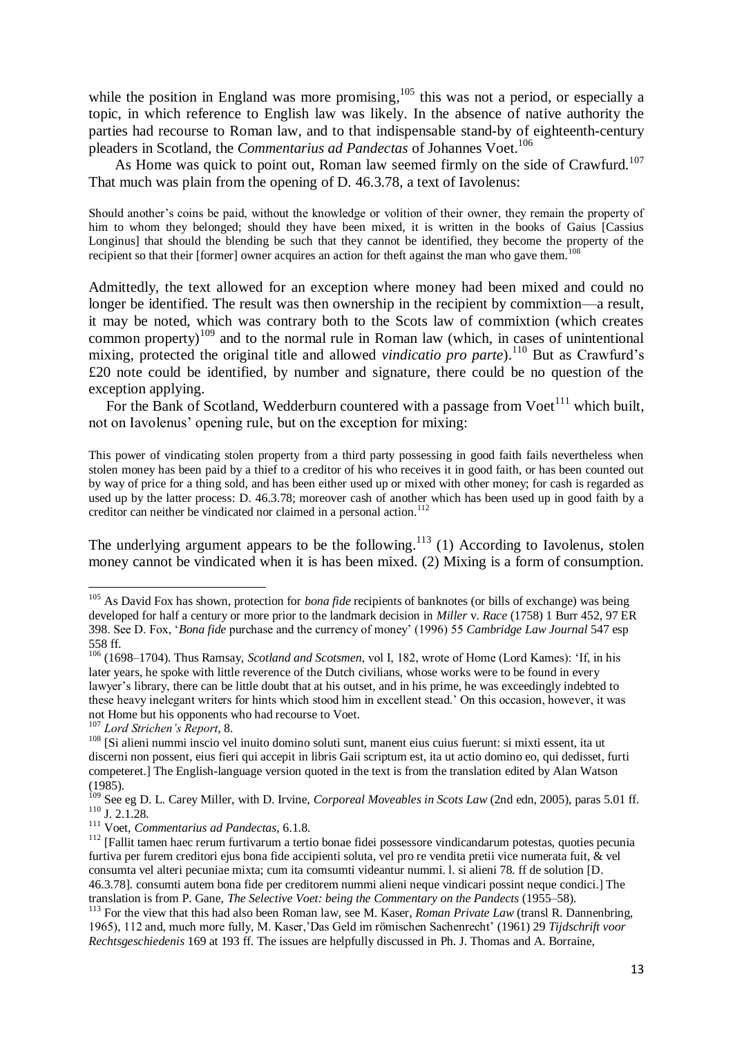while the position in England was more promising,[105] this was not a period, or especially a topic, in which reference to English law was likely. In the absence of native authority the parties had recourse to Roman law, and to that indispensable stand-by of eighteenth-century pleaders in Scotland, the *Commentarius ad Pandectas* of Johannes Voet.[106]

As Home was quick to point out, Roman law seemed firmly on the side of Crawfurd.[107] That much was plain from the opening of D. 46.3.78, a text of Iavolenus:

> Should another's coins be paid, without the knowledge or volition of their owner, they remain the property of him to whom they belonged; should they have been mixed, it is written in the books of Gaius [Cassius Longinus] that should the blending be such that they cannot be identified, they become the property of the recipient so that their [former] owner acquires an action for theft against the man who gave them.[108]

Admittedly, the text allowed for an exception where money had been mixed and could no longer be identified. The result was then ownership in the recipient by commixtion—a result, it may be noted, which was contrary both to the Scots law of commixtion (which creates common property)[109] and to the normal rule in Roman law (which, in cases of unintentional mixing, protected the original title and allowed *vindicatio pro parte*).[110] But as Crawfurd's £20 note could be identified, by number and signature, there could be no question of the exception applying.

For the Bank of Scotland, Wedderburn countered with a passage from Voet[111] which built, not on Iavolenus' opening rule, but on the exception for mixing:

> This power of vindicating stolen property from a third party possessing in good faith fails nevertheless when stolen money has been paid by a thief to a creditor of his who receives it in good faith, or has been counted out by way of price for a thing sold, and has been either used up or mixed with other money; for cash is regarded as used up by the latter process: D. 46.3.78; moreover cash of another which has been used up in good faith by a creditor can neither be vindicated nor claimed in a personal action.[112]

The underlying argument appears to be the following.[113] (1) According to Iavolenus, stolen money cannot be vindicated when it is has been mixed. (2) Mixing is a form of consumption.

---

[105] As David Fox has shown, protection for *bona fide* recipients of banknotes (or bills of exchange) was being developed for half a century or more prior to the landmark decision in *Miller* v. *Race* (1758) 1 Burr 452, 97 ER 398. See D. Fox, '*Bona fide* purchase and the currency of money' (1996) 55 *Cambridge Law Journal* 547 esp 558 ff.

[106] (1698–1704). Thus Ramsay, *Scotland and Scotsmen*, vol I, 182, wrote of Home (Lord Kames): 'If, in his later years, he spoke with little reverence of the Dutch civilians, whose works were to be found in every lawyer's library, there can be little doubt that at his outset, and in his prime, he was exceedingly indebted to these heavy inelegant writers for hints which stood him in excellent stead.' On this occasion, however, it was not Home but his opponents who had recourse to Voet.

[107] *Lord Strichen's Report*, 8.

[108] [Si alieni nummi inscio vel inuito domino soluti sunt, manent eius cuius fuerunt: si mixti essent, ita ut discerni non possent, eius fieri qui accepit in libris Gaii scriptum est, ita ut actio domino eo, qui dedisset, furti competeret.] The English-language version quoted in the text is from the translation edited by Alan Watson (1985).

[109] See eg D. L. Carey Miller, with D. Irvine, *Corporeal Moveables in Scots Law* (2nd edn, 2005), paras 5.01 ff.

[110] J. 2.1.28.

[111] Voet, *Commentarius ad Pandectas*, 6.1.8.

[112] [Fallit tamen haec rerum furtivarum a tertio bonae fidei possessore vindicandarum potestas, quoties pecunia furtiva per furem creditori ejus bona fide accipienti soluta, vel pro re vendita pretii vice numerata fuit, & vel consumta vel alteri pecuniae mixta; cum ita comsumti videantur nummi. l. si alieni 78. ff de solution [D. 46.3.78]. consumti autem bona fide per creditorem nummi alieni neque vindicari possint neque condici.] The translation is from P. Gane, *The Selective Voet: being the Commentary on the Pandects* (1955–58).

[113] For the view that this had also been Roman law, see M. Kaser, *Roman Private Law* (transl R. Dannenbring, 1965), 112 and, much more fully, M. Kaser,'Das Geld im römischen Sachenrecht' (1961) 29 *Tijdschrift voor Rechtsgeschiedenis* 169 at 193 ff. The issues are helpfully discussed in Ph. J. Thomas and A. Borraine,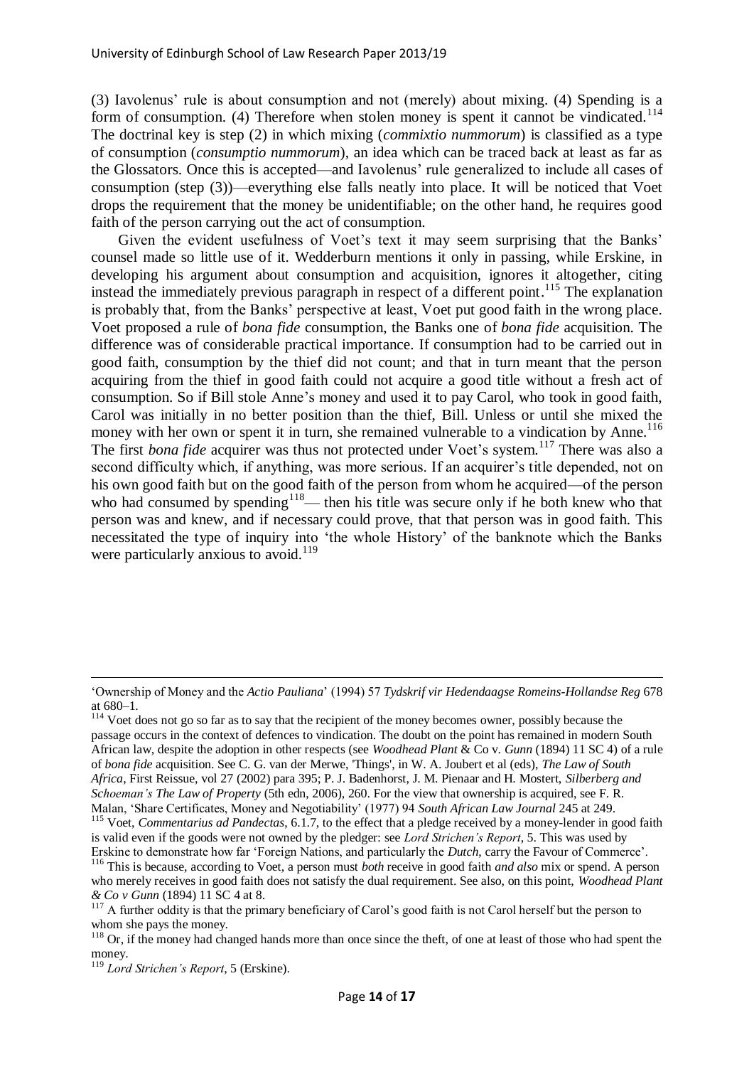(3) Iavolenus' rule is about consumption and not (merely) about mixing. (4) Spending is a form of consumption. (4) Therefore when stolen money is spent it cannot be vindicated.[114] The doctrinal key is step (2) in which mixing (*commixtio nummorum*) is classified as a type of consumption (*consumptio nummorum*), an idea which can be traced back at least as far as the Glossators. Once this is accepted—and Iavolenus' rule generalized to include all cases of consumption (step (3))—everything else falls neatly into place. It will be noticed that Voet drops the requirement that the money be unidentifiable; on the other hand, he requires good faith of the person carrying out the act of consumption.

Given the evident usefulness of Voet's text it may seem surprising that the Banks' counsel made so little use of it. Wedderburn mentions it only in passing, while Erskine, in developing his argument about consumption and acquisition, ignores it altogether, citing instead the immediately previous paragraph in respect of a different point.[115] The explanation is probably that, from the Banks' perspective at least, Voet put good faith in the wrong place. Voet proposed a rule of *bona fide* consumption, the Banks one of *bona fide* acquisition. The difference was of considerable practical importance. If consumption had to be carried out in good faith, consumption by the thief did not count; and that in turn meant that the person acquiring from the thief in good faith could not acquire a good title without a fresh act of consumption. So if Bill stole Anne's money and used it to pay Carol, who took in good faith, Carol was initially in no better position than the thief, Bill. Unless or until she mixed the money with her own or spent it in turn, she remained vulnerable to a vindication by Anne.[116] The first *bona fide* acquirer was thus not protected under Voet's system.[117] There was also a second difficulty which, if anything, was more serious. If an acquirer's title depended, not on his own good faith but on the good faith of the person from whom he acquired—of the person who had consumed by spending[118]— then his title was secure only if he both knew who that person was and knew, and if necessary could prove, that that person was in good faith. This necessitated the type of inquiry into 'the whole History' of the banknote which the Banks were particularly anxious to avoid.[119]

---

'Ownership of Money and the *Actio Pauliana*' (1994) 57 *Tydskrif vir Hedendaagse Romeins-Hollandse Reg* 678 at 680–1.

[114] Voet does not go so far as to say that the recipient of the money becomes owner, possibly because the passage occurs in the context of defences to vindication. The doubt on the point has remained in modern South African law, despite the adoption in other respects (see *Woodhead Plant* & Co v. *Gunn* (1894) 11 SC 4) of a rule of *bona fide* acquisition. See C. G. van der Merwe, 'Things', in W. A. Joubert et al (eds), *The Law of South Africa*, First Reissue, vol 27 (2002) para 395; P. J. Badenhorst, J. M. Pienaar and H. Mostert, *Silberberg and Schoeman's The Law of Property* (5th edn, 2006), 260. For the view that ownership is acquired, see F. R. Malan, 'Share Certificates, Money and Negotiability' (1977) 94 *South African Law Journal* 245 at 249.

[115] Voet, *Commentarius ad Pandectas*, 6.1.7, to the effect that a pledge received by a money-lender in good faith is valid even if the goods were not owned by the pledger: see *Lord Strichen's Report*, 5. This was used by Erskine to demonstrate how far 'Foreign Nations, and particularly the *Dutch*, carry the Favour of Commerce'.

[116] This is because, according to Voet, a person must *both* receive in good faith *and also* mix or spend. A person who merely receives in good faith does not satisfy the dual requirement. See also, on this point, *Woodhead Plant & Co v Gunn* (1894) 11 SC 4 at 8.

[117] A further oddity is that the primary beneficiary of Carol's good faith is not Carol herself but the person to whom she pays the money.

[118] Or, if the money had changed hands more than once since the theft, of one at least of those who had spent the money.

[119] *Lord Strichen's Report*, 5 (Erskine).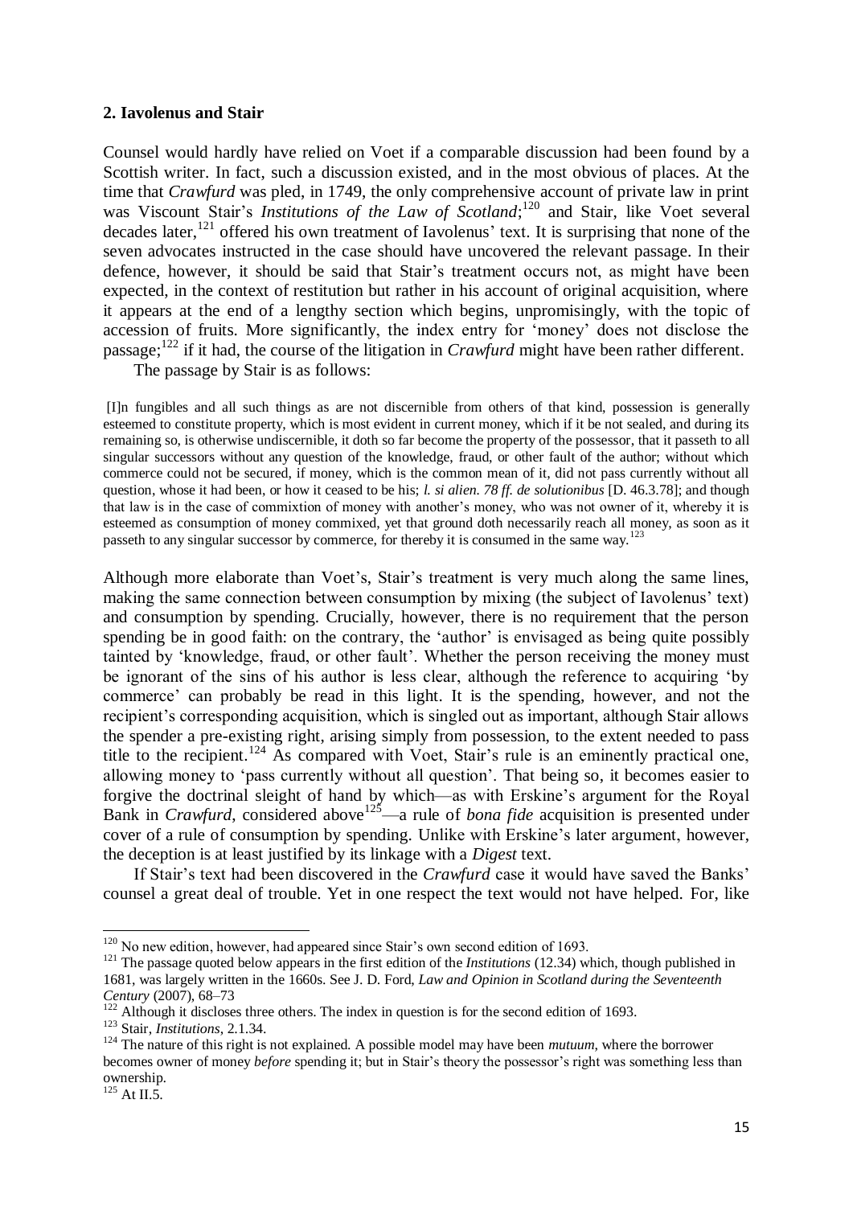## 2. Iavolenus and Stair

Counsel would hardly have relied on Voet if a comparable discussion had been found by a Scottish writer. In fact, such a discussion existed, and in the most obvious of places. At the time that *Crawfurd* was pled, in 1749, the only comprehensive account of private law in print was Viscount Stair's *Institutions of the Law of Scotland*;[120] and Stair, like Voet several decades later,[121] offered his own treatment of Iavolenus' text. It is surprising that none of the seven advocates instructed in the case should have uncovered the relevant passage. In their defence, however, it should be said that Stair's treatment occurs not, as might have been expected, in the context of restitution but rather in his account of original acquisition, where it appears at the end of a lengthy section which begins, unpromisingly, with the topic of accession of fruits. More significantly, the index entry for 'money' does not disclose the passage;[122] if it had, the course of the litigation in *Crawfurd* might have been rather different.

The passage by Stair is as follows:

> [I]n fungibles and all such things as are not discernible from others of that kind, possession is generally esteemed to constitute property, which is most evident in current money, which if it be not sealed, and during its remaining so, is otherwise undiscernible, it doth so far become the property of the possessor, that it passeth to all singular successors without any question of the knowledge, fraud, or other fault of the author; without which commerce could not be secured, if money, which is the common mean of it, did not pass currently without all question, whose it had been, or how it ceased to be his; *l. si alien. 78 ff. de solutionibus* [D. 46.3.78]; and though that law is in the case of commixtion of money with another's money, who was not owner of it, whereby it is esteemed as consumption of money commixed, yet that ground doth necessarily reach all money, as soon as it passeth to any singular successor by commerce, for thereby it is consumed in the same way.[123]

Although more elaborate than Voet's, Stair's treatment is very much along the same lines, making the same connection between consumption by mixing (the subject of Iavolenus' text) and consumption by spending. Crucially, however, there is no requirement that the person spending be in good faith: on the contrary, the 'author' is envisaged as being quite possibly tainted by 'knowledge, fraud, or other fault'. Whether the person receiving the money must be ignorant of the sins of his author is less clear, although the reference to acquiring 'by commerce' can probably be read in this light. It is the spending, however, and not the recipient's corresponding acquisition, which is singled out as important, although Stair allows the spender a pre-existing right, arising simply from possession, to the extent needed to pass title to the recipient.[124] As compared with Voet, Stair's rule is an eminently practical one, allowing money to 'pass currently without all question'. That being so, it becomes easier to forgive the doctrinal sleight of hand by which—as with Erskine's argument for the Royal Bank in *Crawfurd*, considered above[125]—a rule of *bona fide* acquisition is presented under cover of a rule of consumption by spending. Unlike with Erskine's later argument, however, the deception is at least justified by its linkage with a *Digest* text.

If Stair's text had been discovered in the *Crawfurd* case it would have saved the Banks' counsel a great deal of trouble. Yet in one respect the text would not have helped. For, like

---

[120] No new edition, however, had appeared since Stair's own second edition of 1693.

[121] The passage quoted below appears in the first edition of the *Institutions* (12.34) which, though published in 1681, was largely written in the 1660s. See J. D. Ford, *Law and Opinion in Scotland during the Seventeenth Century* (2007), 68–73

[122] Although it discloses three others. The index in question is for the second edition of 1693.

[123] Stair, *Institutions*, 2.1.34.

[124] The nature of this right is not explained. A possible model may have been *mutuum*, where the borrower becomes owner of money *before* spending it; but in Stair's theory the possessor's right was something less than ownership.

[125] At II.5.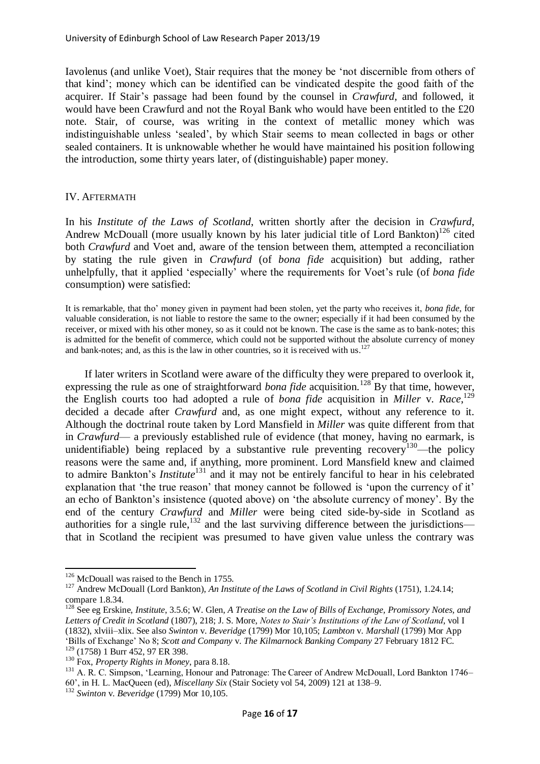Iavolenus (and unlike Voet), Stair requires that the money be 'not discernible from others of that kind'; money which can be identified can be vindicated despite the good faith of the acquirer. If Stair's passage had been found by the counsel in *Crawfurd*, and followed, it would have been Crawfurd and not the Royal Bank who would have been entitled to the £20 note. Stair, of course, was writing in the context of metallic money which was indistinguishable unless 'sealed', by which Stair seems to mean collected in bags or other sealed containers. It is unknowable whether he would have maintained his position following the introduction, some thirty years later, of (distinguishable) paper money.

## IV. AFTERMATH

In his *Institute of the Laws of Scotland*, written shortly after the decision in *Crawfurd*, Andrew McDouall (more usually known by his later judicial title of Lord Bankton)[126] cited both *Crawfurd* and Voet and, aware of the tension between them, attempted a reconciliation by stating the rule given in *Crawfurd* (of *bona fide* acquisition) but adding, rather unhelpfully, that it applied 'especially' where the requirements for Voet's rule (of *bona fide* consumption) were satisfied:

> It is remarkable, that tho' money given in payment had been stolen, yet the party who receives it, *bona fide*, for valuable consideration, is not liable to restore the same to the owner; especially if it had been consumed by the receiver, or mixed with his other money, so as it could not be known. The case is the same as to bank-notes; this is admitted for the benefit of commerce, which could not be supported without the absolute currency of money and bank-notes; and, as this is the law in other countries, so it is received with us.[127]

If later writers in Scotland were aware of the difficulty they were prepared to overlook it, expressing the rule as one of straightforward *bona fide* acquisition.[128] By that time, however, the English courts too had adopted a rule of *bona fide* acquisition in *Miller* v. *Race*,[129] decided a decade after *Crawfurd* and, as one might expect, without any reference to it. Although the doctrinal route taken by Lord Mansfield in *Miller* was quite different from that in *Crawfurd*— a previously established rule of evidence (that money, having no earmark, is unidentifiable) being replaced by a substantive rule preventing recovery[130]—the policy reasons were the same and, if anything, more prominent. Lord Mansfield knew and claimed to admire Bankton's *Institute*[131] and it may not be entirely fanciful to hear in his celebrated explanation that 'the true reason' that money cannot be followed is 'upon the currency of it' an echo of Bankton's insistence (quoted above) on 'the absolute currency of money'. By the end of the century *Crawfurd* and *Miller* were being cited side-by-side in Scotland as authorities for a single rule,[132] and the last surviving difference between the jurisdictions— that in Scotland the recipient was presumed to have given value unless the contrary was

---

[126] McDouall was raised to the Bench in 1755.

[127] Andrew McDouall (Lord Bankton), *An Institute of the Laws of Scotland in Civil Rights* (1751), 1.24.14; compare 1.8.34.

[128] See eg Erskine, *Institute*, 3.5.6; W. Glen, *A Treatise on the Law of Bills of Exchange, Promissory Notes, and Letters of Credit in Scotland* (1807), 218; J. S. More, *Notes to Stair's Institutions of the Law of Scotland*, vol I (1832), xlviii–xlix. See also *Swinton* v. *Beveridge* (1799) Mor 10,105; *Lambton* v. *Marshall* (1799) Mor App 'Bills of Exchange' No 8; *Scott and Company* v. *The Kilmarnock Banking Company* 27 February 1812 FC.

[129] (1758) 1 Burr 452, 97 ER 398.

[130] Fox, *Property Rights in Money*, para 8.18.

[131] A. R. C. Simpson, 'Learning, Honour and Patronage: The Career of Andrew McDouall, Lord Bankton 1746–60', in H. L. MacQueen (ed), *Miscellany Six* (Stair Society vol 54, 2009) 121 at 138–9.

[132] *Swinton* v. *Beveridge* (1799) Mor 10,105.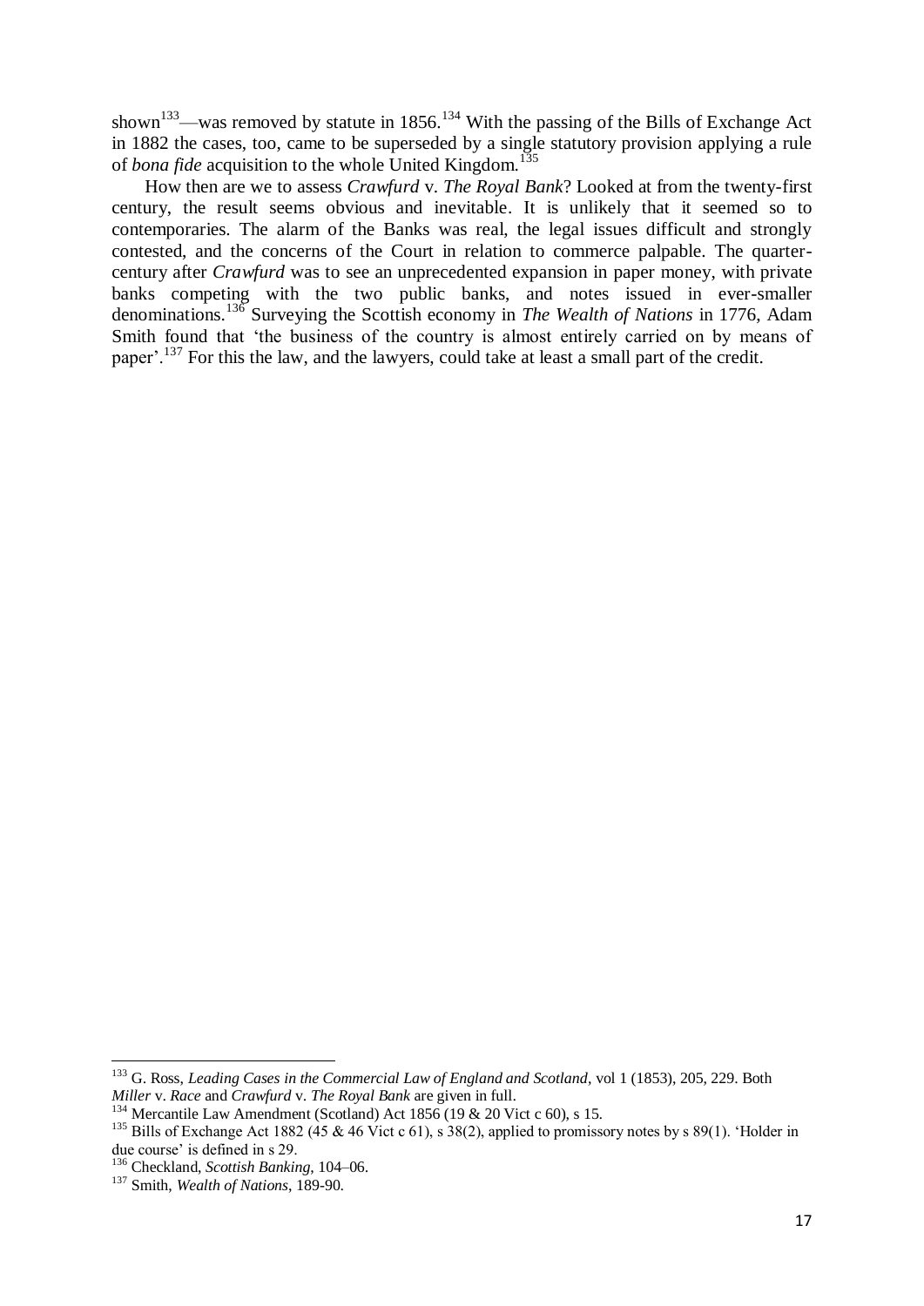shown[133]—was removed by statute in 1856.[134] With the passing of the Bills of Exchange Act in 1882 the cases, too, came to be superseded by a single statutory provision applying a rule of *bona fide* acquisition to the whole United Kingdom.[135]

How then are we to assess *Crawfurd* v. *The Royal Bank*? Looked at from the twenty-first century, the result seems obvious and inevitable. It is unlikely that it seemed so to contemporaries. The alarm of the Banks was real, the legal issues difficult and strongly contested, and the concerns of the Court in relation to commerce palpable. The quarter-century after *Crawfurd* was to see an unprecedented expansion in paper money, with private banks competing with the two public banks, and notes issued in ever-smaller denominations.[136] Surveying the Scottish economy in *The Wealth of Nations* in 1776, Adam Smith found that 'the business of the country is almost entirely carried on by means of paper'.[137] For this the law, and the lawyers, could take at least a small part of the credit.

---

[133] G. Ross, *Leading Cases in the Commercial Law of England and Scotland*, vol 1 (1853), 205, 229. Both *Miller* v. *Race* and *Crawfurd* v. *The Royal Bank* are given in full.

[134] Mercantile Law Amendment (Scotland) Act 1856 (19 & 20 Vict c 60), s 15.

[135] Bills of Exchange Act 1882 (45 & 46 Vict c 61), s 38(2), applied to promissory notes by s 89(1). 'Holder in due course' is defined in s 29.

[136] Checkland, *Scottish Banking*, 104–06.

[137] Smith, *Wealth of Nations*, 189-90.